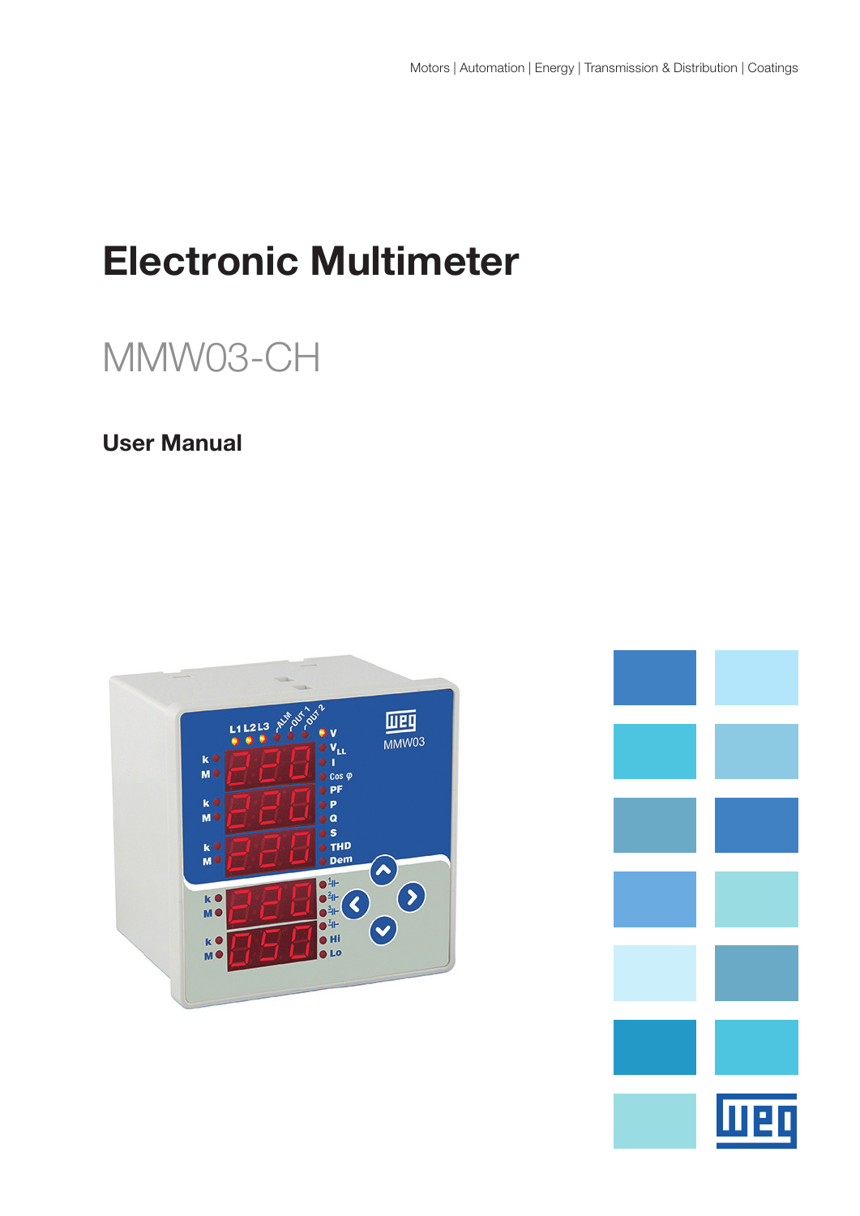Motors | Automation | Energy | Transmission & Distribution | Coatings

# Electronic Multimeter

## MMW03-CH

### User Manual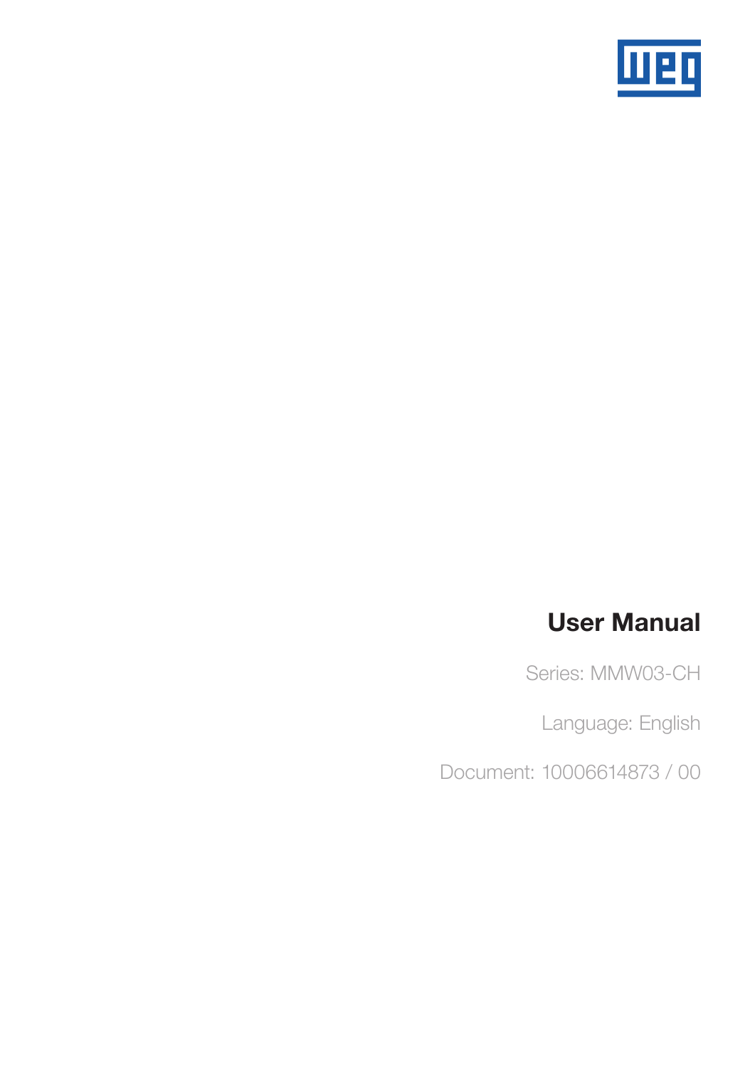# User Manual

Series: MMW03-CH

Language: English

Document: 10006614873 / 00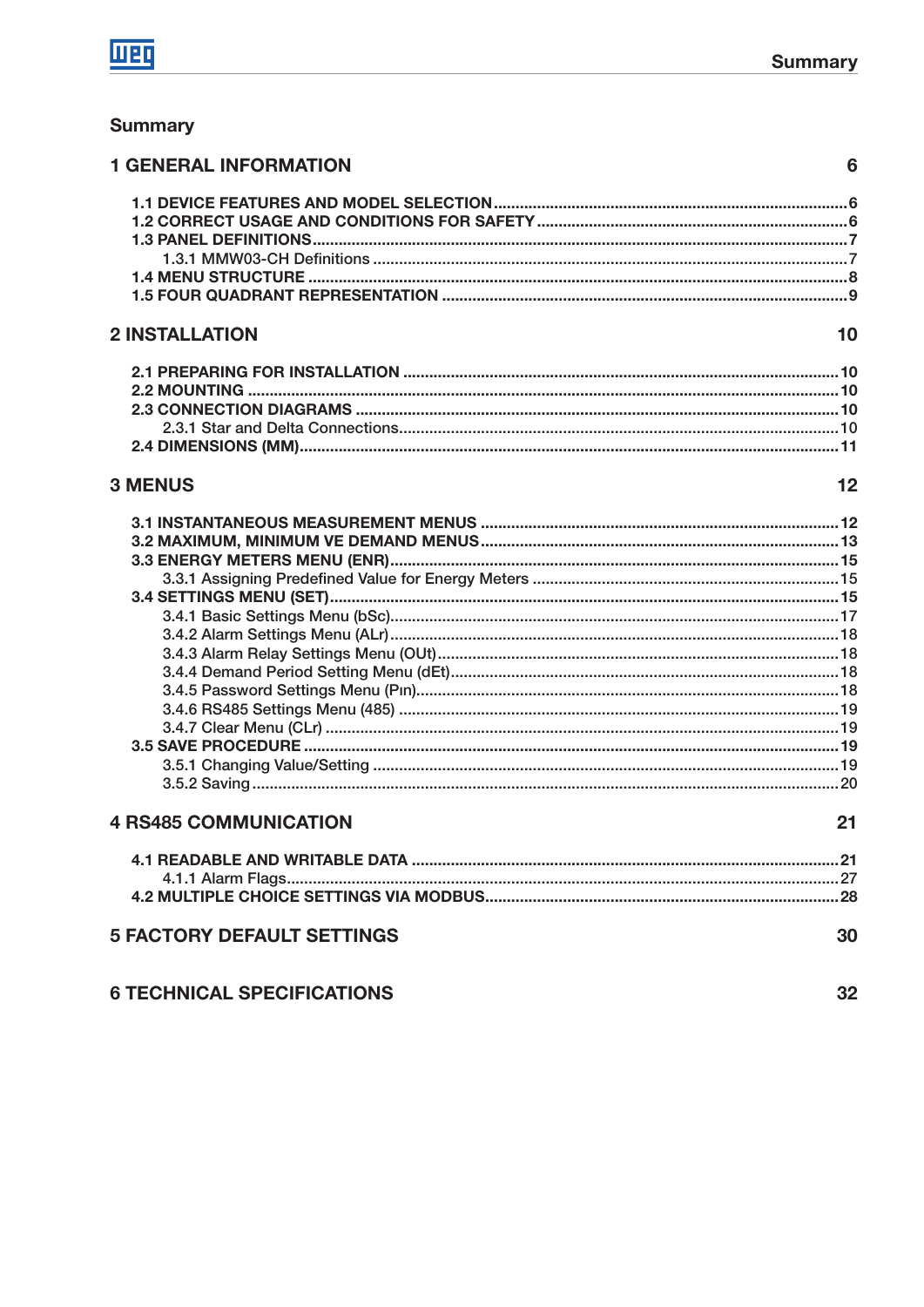# Summary

**1 GENERAL INFORMATION** 6

- 1.1 DEVICE FEATURES AND MODEL SELECTION ... 6
- 1.2 CORRECT USAGE AND CONDITIONS FOR SAFETY ... 6
- 1.3 PANEL DEFINITIONS ... 7
  - 1.3.1 MMW03-CH Definitions ... 7
- 1.4 MENU STRUCTURE ... 8
- 1.5 FOUR QUADRANT REPRESENTATION ... 9

**2 INSTALLATION** 10

- 2.1 PREPARING FOR INSTALLATION ... 10
- 2.2 MOUNTING ... 10
- 2.3 CONNECTION DIAGRAMS ... 10
  - 2.3.1 Star and Delta Connections ... 10
- 2.4 DIMENSIONS (MM) ... 11

**3 MENUS** 12

- 3.1 INSTANTANEOUS MEASUREMENT MENUS ... 12
- 3.2 MAXIMUM, MINIMUM VE DEMAND MENUS ... 13
- 3.3 ENERGY METERS MENU (ENR) ... 15
  - 3.3.1 Assigning Predefined Value for Energy Meters ... 15
- 3.4 SETTINGS MENU (SET) ... 15
  - 3.4.1 Basic Settings Menu (bSc) ... 17
  - 3.4.2 Alarm Settings Menu (ALr) ... 18
  - 3.4.3 Alarm Relay Settings Menu (OUt) ... 18
  - 3.4.4 Demand Period Setting Menu (dEt) ... 18
  - 3.4.5 Password Settings Menu (Pın) ... 18
  - 3.4.6 RS485 Settings Menu (485) ... 19
  - 3.4.7 Clear Menu (CLr) ... 19
- 3.5 SAVE PROCEDURE ... 19
  - 3.5.1 Changing Value/Setting ... 19
  - 3.5.2 Saving ... 20

**4 RS485 COMMUNICATION** 21

- 4.1 READABLE AND WRITABLE DATA ... 21
  - 4.1.1 Alarm Flags ... 27
- 4.2 MULTIPLE CHOICE SETTINGS VIA MODBUS ... 28

**5 FACTORY DEFAULT SETTINGS** 30

**6 TECHNICAL SPECIFICATIONS** 32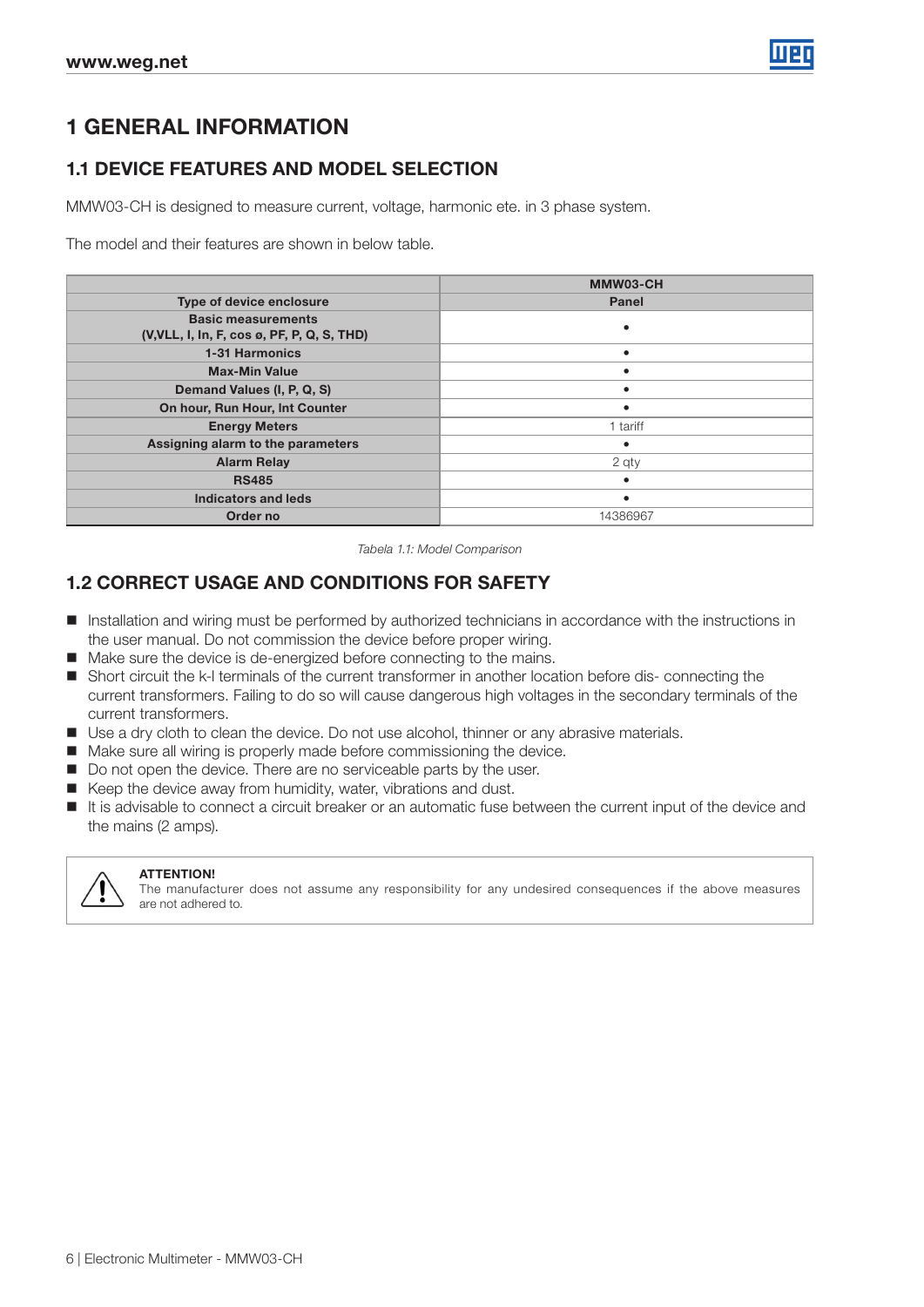# 1 GENERAL INFORMATION

## 1.1 DEVICE FEATURES AND MODEL SELECTION

MMW03-CH is designed to measure current, voltage, harmonic ete. in 3 phase system.

The model and their features are shown in below table.

| | MMW03-CH |
|---|---|
| **Type of device enclosure** | **Panel** |
| **Basic measurements (V,VLL, I, In, F, cos ø, PF, P, Q, S, THD)** | • |
| **1-31 Harmonics** | • |
| **Max-Min Value** | • |
| **Demand Values (I, P, Q, S)** | • |
| **On hour, Run Hour, Int Counter** | • |
| **Energy Meters** | 1 tariff |
| **Assigning alarm to the parameters** | • |
| **Alarm Relay** | 2 qty |
| **RS485** | • |
| **Indicators and leds** | • |
| **Order no** | 14386967 |

*Tabela 1.1: Model Comparison*

## 1.2 CORRECT USAGE AND CONDITIONS FOR SAFETY

- Installation and wiring must be performed by authorized technicians in accordance with the instructions in the user manual. Do not commission the device before proper wiring.
- Make sure the device is de-energized before connecting to the mains.
- Short circuit the k-l terminals of the current transformer in another location before dis- connecting the current transformers. Failing to do so will cause dangerous high voltages in the secondary terminals of the current transformers.
- Use a dry cloth to clean the device. Do not use alcohol, thinner or any abrasive materials.
- Make sure all wiring is properly made before commissioning the device.
- Do not open the device. There are no serviceable parts by the user.
- Keep the device away from humidity, water, vibrations and dust.
- It is advisable to connect a circuit breaker or an automatic fuse between the current input of the device and the mains (2 amps).

> **ATTENTION!**
> The manufacturer does not assume any responsibility for any undesired consequences if the above measures are not adhered to.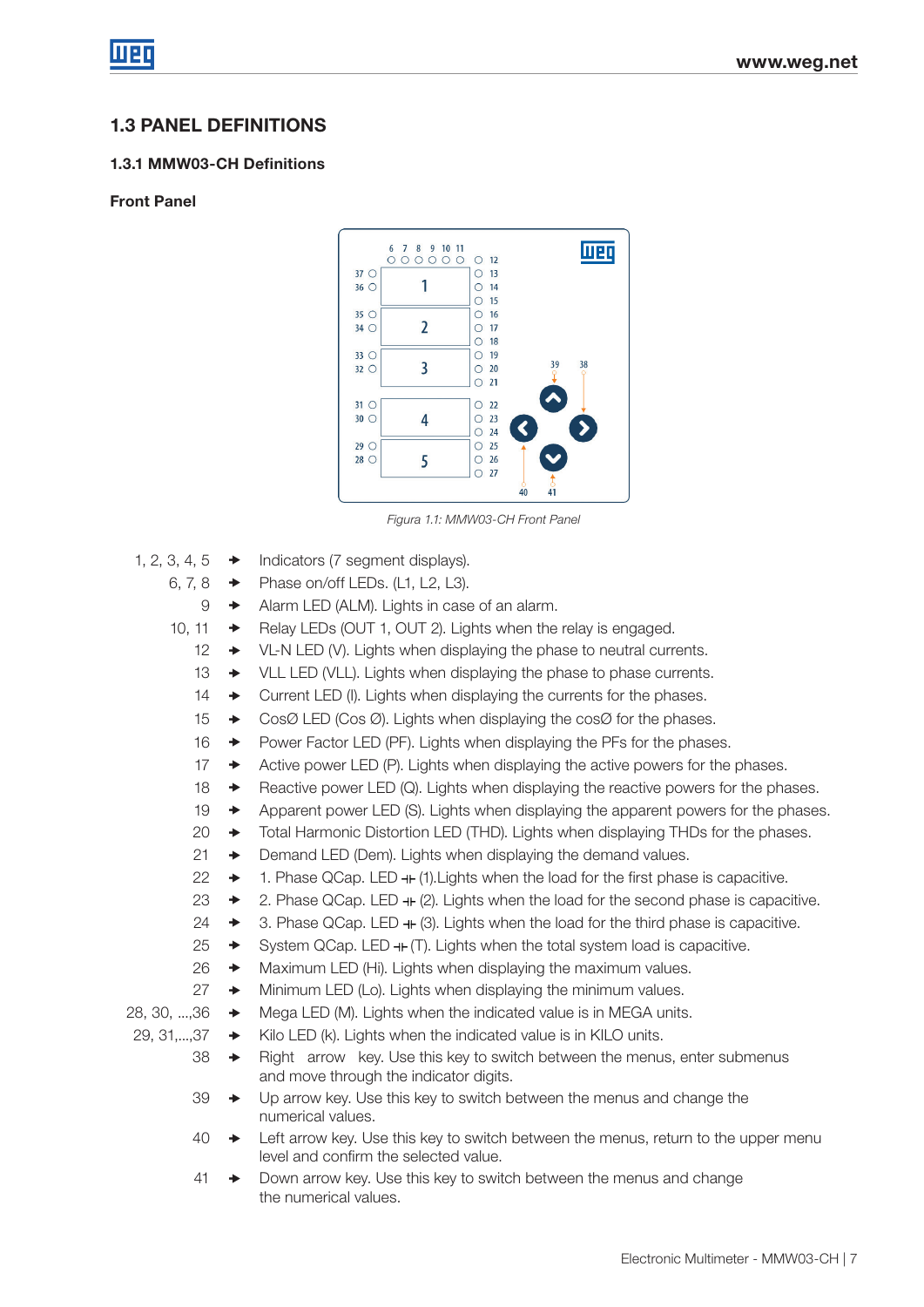## 1.3 PANEL DEFINITIONS

### 1.3.1 MMW03-CH Definitions

**Front Panel**

*Figura 1.1: MMW03-CH Front Panel*

- 1, 2, 3, 4, 5 → Indicators (7 segment displays).
- 6, 7, 8 → Phase on/off LEDs. (L1, L2, L3).
- 9 → Alarm LED (ALM). Lights in case of an alarm.
- 10, 11 → Relay LEDs (OUT 1, OUT 2). Lights when the relay is engaged.
- 12 → VL-N LED (V). Lights when displaying the phase to neutral currents.
- 13 → VLL LED (VLL). Lights when displaying the phase to phase currents.
- 14 → Current LED (I). Lights when displaying the currents for the phases.
- 15 → CosØ LED (Cos Ø). Lights when displaying the cosØ for the phases.
- 16 → Power Factor LED (PF). Lights when displaying the PFs for the phases.
- 17 → Active power LED (P). Lights when displaying the active powers for the phases.
- 18 → Reactive power LED (Q). Lights when displaying the reactive powers for the phases.
- 19 → Apparent power LED (S). Lights when displaying the apparent powers for the phases.
- 20 → Total Harmonic Distortion LED (THD). Lights when displaying THDs for the phases.
- 21 → Demand LED (Dem). Lights when displaying the demand values.
- 22 → 1. Phase QCap. LED ⊣⊢ (1).Lights when the load for the first phase is capacitive.
- 23 → 2. Phase QCap. LED ⊣⊢ (2). Lights when the load for the second phase is capacitive.
- 24 → 3. Phase QCap. LED ⊣⊢ (3). Lights when the load for the third phase is capacitive.
- 25 → System QCap. LED ⊣⊢ (T). Lights when the total system load is capacitive.
- 26 → Maximum LED (Hi). Lights when displaying the maximum values.
- 27 → Minimum LED (Lo). Lights when displaying the minimum values.
- 28, 30, ...,36 → Mega LED (M). Lights when the indicated value is in MEGA units.
- 29, 31,...,37 → Kilo LED (k). Lights when the indicated value is in KILO units.
- 38 → Right arrow key. Use this key to switch between the menus, enter submenus and move through the indicator digits.
- 39 → Up arrow key. Use this key to switch between the menus and change the numerical values.
- 40 → Left arrow key. Use this key to switch between the menus, return to the upper menu level and confirm the selected value.
- 41 → Down arrow key. Use this key to switch between the menus and change the numerical values.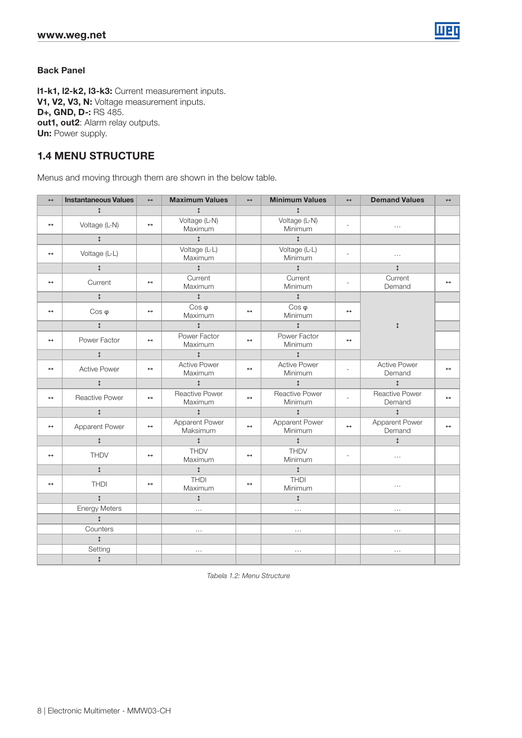**Back Panel**

**I1-k1, I2-k2, I3-k3:** Current measurement inputs.
**V1, V2, V3, N:** Voltage measurement inputs.
**D+, GND, D-:** RS 485.
**out1, out2**: Alarm relay outputs.
**Un:** Power supply.

## 1.4 MENU STRUCTURE

Menus and moving through them are shown in the below table.

| ↔ | Instantaneous Values | ↔ | Maximum Values | ↔ | Minimum Values | ↔ | Demand Values | ↔ |
|---|---|---|---|---|---|---|---|---|
| | ↕ | | ↕ | | ↕ | | | |
| ↔ | Voltage (L-N) | ↔ | Voltage (L-N) Maximum | | Voltage (L-N) Minimum | - | ... | |
| | ↕ | | ↕ | | ↕ | | | |
| ↔ | Voltage (L-L) | | Voltage (L-L) Maximum | | Voltage (L-L) Minimum | - | ... | |
| | ↕ | | ↕ | | ↕ | | ↕ | |
| ↔ | Current | ↔ | Current Maximum | | Current Minimum | - | Current Demand | ↔ |
| | ↕ | | ↕ | | ↕ | | | |
| ↔ | Cos φ | ↔ | Cos φ Maximum | ↔ | Cos φ Minimum | ↔ | | |
| | ↕ | | ↕ | | ↕ | | ↕ | |
| ↔ | Power Factor | ↔ | Power Factor Maximum | ↔ | Power Factor Minimum | ↔ | | |
| | ↕ | | ↕ | | ↕ | | | |
| ↔ | Active Power | ↔ | Active Power Maximum | ↔ | Active Power Minimum | - | Active Power Demand | ↔ |
| | ↕ | | ↕ | | ↕ | | ↕ | |
| ↔ | Reactive Power | ↔ | Reactive Power Maximum | ↔ | Reactive Power Minimum | - | Reactive Power Demand | ↔ |
| | ↕ | | ↕ | | ↕ | | ↕ | |
| ↔ | Apparent Power | ↔ | Apparent Power Maksimum | ↔ | Apparent Power Minimum | ↔ | Apparent Power Demand | ↔ |
| | ↕ | | ↕ | | ↕ | | ↕ | |
| ↔ | THDV | ↔ | THDV Maximum | ↔ | THDV Minimum | - | ... | |
| | ↕ | | ↕ | | ↕ | | | |
| ↔ | THDI | ↔ | THDI Maximum | ↔ | THDI Minimum | | ... | |
| | ↕ | | ↕ | | ↕ | | | |
| | Energy Meters | | ... | | ... | | ... | |
| | ↕ | | | | | | | |
| | Counters | | ... | | ... | | ... | |
| | ↕ | | | | | | | |
| | Setting | | ... | | ... | | ... | |
| | ↕ | | | | | | | |

*Tabela 1.2: Menu Structure*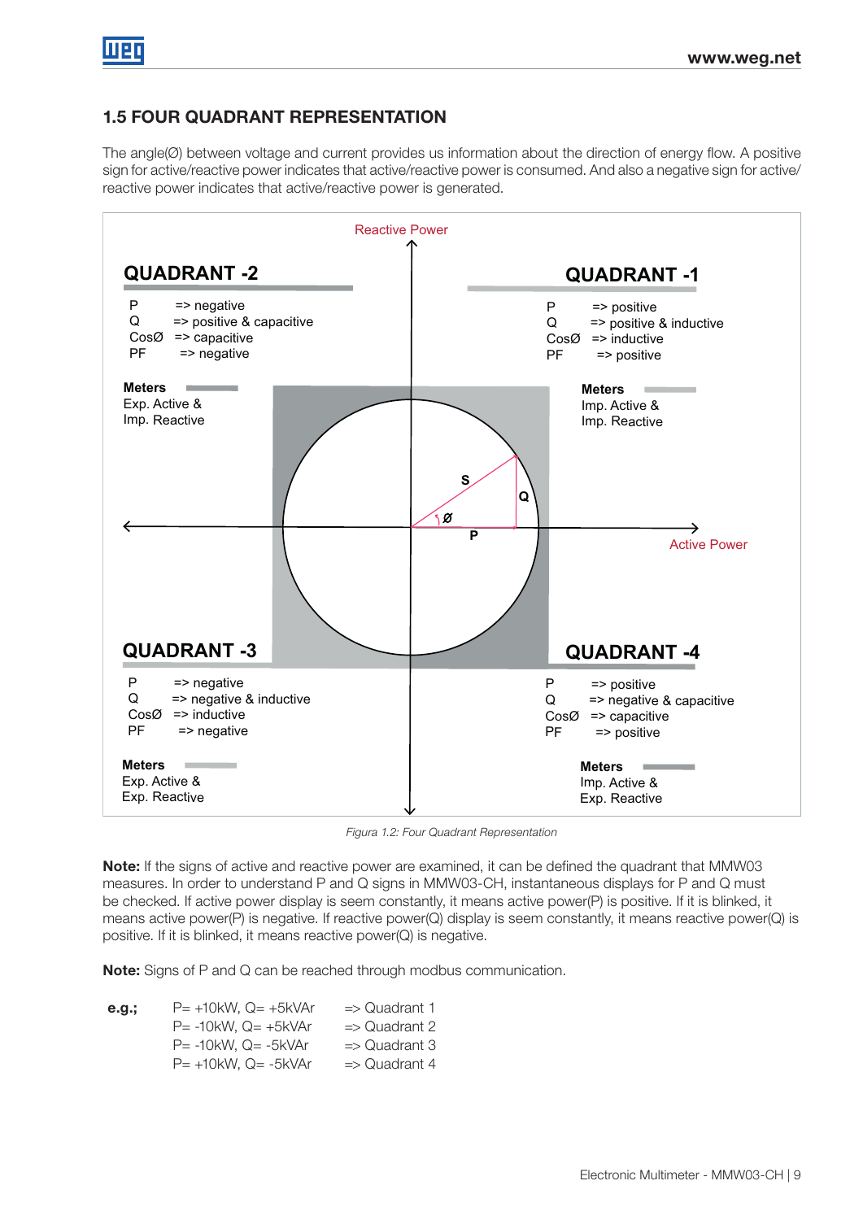## 1.5 FOUR QUADRANT REPRESENTATION

The angle(Ø) between voltage and current provides us information about the direction of energy flow. A positive sign for active/reactive power indicates that active/reactive power is consumed. And also a negative sign for active/reactive power indicates that active/reactive power is generated.

Reactive Power

**QUADRANT -2**

P => negative
Q => positive & capacitive
CosØ => capacitive
PF => negative

**Meters**
Exp. Active &
Imp. Reactive

**QUADRANT -1**

P => positive
Q => positive & inductive
CosØ => inductive
PF => positive

**Meters**
Imp. Active &
Imp. Reactive

S, Q, Ø, P

Active Power

**QUADRANT -3**

P => negative
Q => negative & inductive
CosØ => inductive
PF => negative

**Meters**
Exp. Active &
Exp. Reactive

**QUADRANT -4**

P => positive
Q => negative & capacitive
CosØ => capacitive
PF => positive

**Meters**
Imp. Active &
Exp. Reactive

*Figura 1.2: Four Quadrant Representation*

**Note:** If the signs of active and reactive power are examined, it can be defined the quadrant that MMW03 measures. In order to understand P and Q signs in MMW03-CH, instantaneous displays for P and Q must be checked. If active power display is seem constantly, it means active power(P) is positive. If it is blinked, it means active power(P) is negative. If reactive power(Q) display is seem constantly, it means reactive power(Q) is positive. If it is blinked, it means reactive power(Q) is negative.

**Note:** Signs of P and Q can be reached through modbus communication.

**e.g.;**

P= +10kW, Q= +5kVAr => Quadrant 1
P= -10kW, Q= +5kVAr => Quadrant 2
P= -10kW, Q= -5kVAr => Quadrant 3
P= +10kW, Q= -5kVAr => Quadrant 4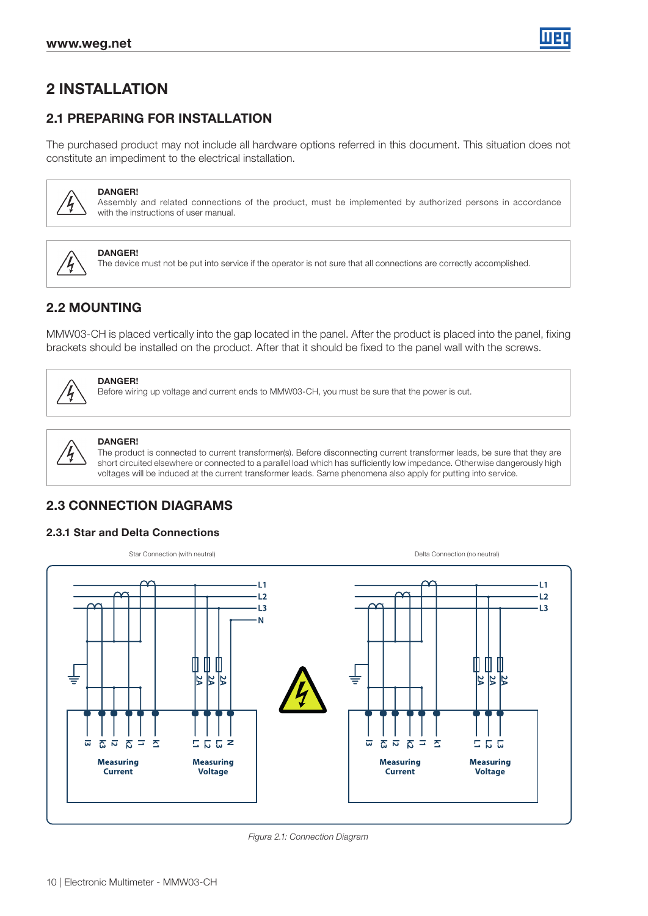# 2 INSTALLATION

## 2.1 PREPARING FOR INSTALLATION

The purchased product may not include all hardware options referred in this document. This situation does not constitute an impediment to the electrical installation.

**DANGER!**
Assembly and related connections of the product, must be implemented by authorized persons in accordance with the instructions of user manual.

**DANGER!**
The device must not be put into service if the operator is not sure that all connections are correctly accomplished.

## 2.2 MOUNTING

MMW03-CH is placed vertically into the gap located in the panel. After the product is placed into the panel, fixing brackets should be installed on the product. After that it should be fixed to the panel wall with the screws.

**DANGER!**
Before wiring up voltage and current ends to MMW03-CH, you must be sure that the power is cut.

**DANGER!**
The product is connected to current transformer(s). Before disconnecting current transformer leads, be sure that they are short circuited elsewhere or connected to a parallel load which has sufficiently low impedance. Otherwise dangerously high voltages will be induced at the current transformer leads. Same phenomena also apply for putting into service.

## 2.3 CONNECTION DIAGRAMS

### 2.3.1 Star and Delta Connections

Star Connection (with neutral) — Delta Connection (no neutral)

Star connection: L1, L2, L3, N; 2A, 2A, 2A; l3, k3, l2, k2, l1, k1 — Measuring Current; L1, L2, L3, N — Measuring Voltage

Delta connection: L1, L2, L3; 2A, 2A, 2A; l3, k3, l2, k2, l1, k1 — Measuring Current; L1, L2, L3 — Measuring Voltage

*Figura 2.1: Connection Diagram*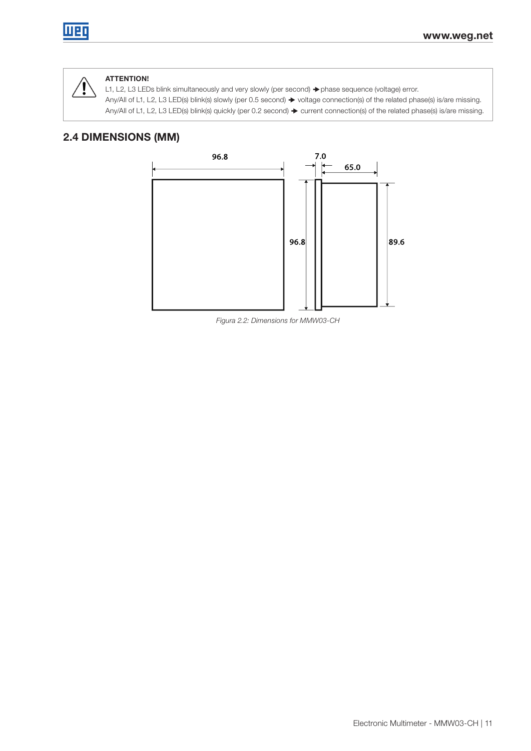**ATTENTION!**

L1, L2, L3 LEDs blink simultaneously and very slowly (per second) ➔ phase sequence (voltage) error.

Any/All of L1, L2, L3 LED(s) blink(s) slowly (per 0.5 second) ➔ voltage connection(s) of the related phase(s) is/are missing.

Any/All of L1, L2, L3 LED(s) blink(s) quickly (per 0.2 second) ➔ current connection(s) of the related phase(s) is/are missing.

## 2.4 DIMENSIONS (MM)

96.8

7.0

65.0

96.8

89.6

*Figura 2.2: Dimensions for MMW03-CH*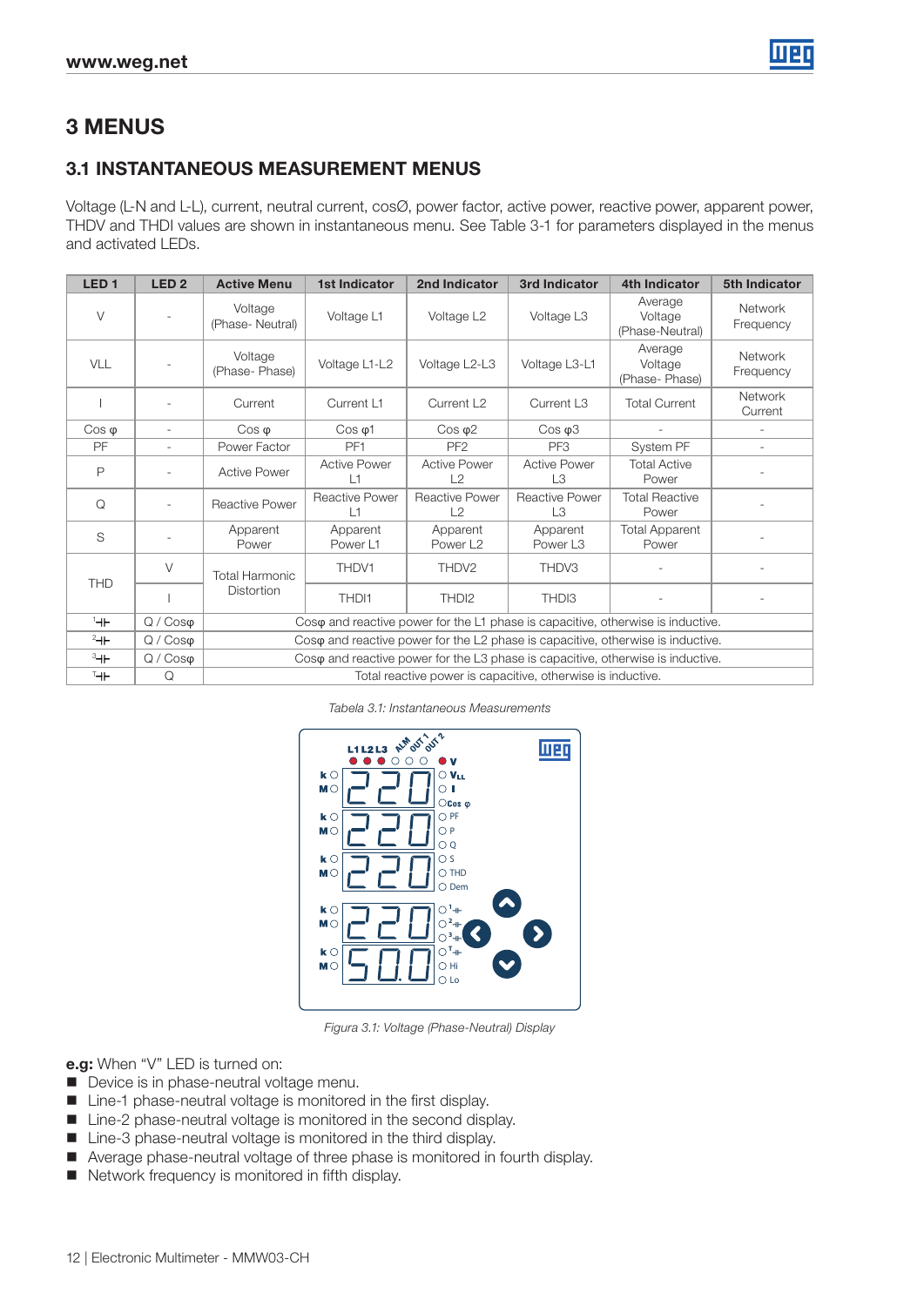# 3 MENUS

## 3.1 INSTANTANEOUS MEASUREMENT MENUS

Voltage (L-N and L-L), current, neutral current, cosØ, power factor, active power, reactive power, apparent power, THDV and THDI values are shown in instantaneous menu. See Table 3-1 for parameters displayed in the menus and activated LEDs.

| LED 1 | LED 2 | Active Menu | 1st Indicator | 2nd Indicator | 3rd Indicator | 4th Indicator | 5th Indicator |
|---|---|---|---|---|---|---|---|
| V | - | Voltage (Phase- Neutral) | Voltage L1 | Voltage L2 | Voltage L3 | Average Voltage (Phase-Neutral) | Network Frequency |
| VLL | - | Voltage (Phase- Phase) | Voltage L1-L2 | Voltage L2-L3 | Voltage L3-L1 | Average Voltage (Phase- Phase) | Network Frequency |
| I | - | Current | Current L1 | Current L2 | Current L3 | Total Current | Network Current |
| Cos φ | - | Cos φ | Cos φ1 | Cos φ2 | Cos φ3 | - | - |
| PF | - | Power Factor | PF1 | PF2 | PF3 | System PF | - |
| P | - | Active Power | Active Power L1 | Active Power L2 | Active Power L3 | Total Active Power | - |
| Q | - | Reactive Power | Reactive Power L1 | Reactive Power L2 | Reactive Power L3 | Total Reactive Power | - |
| S | - | Apparent Power | Apparent Power L1 | Apparent Power L2 | Apparent Power L3 | Total Apparent Power | - |
| THD | V | Total Harmonic Distortion | THDV1 | THDV2 | THDV3 | - | - |
| | I | | THDI1 | THDI2 | THDI3 | - | - |
| 1⊣⊢ | Q / Cosφ | Cosφ and reactive power for the L1 phase is capacitive, otherwise is inductive. | | | | | |
| 2⊣⊢ | Q / Cosφ | Cosφ and reactive power for the L2 phase is capacitive, otherwise is inductive. | | | | | |
| 3⊣⊢ | Q / Cosφ | Cosφ and reactive power for the L3 phase is capacitive, otherwise is inductive. | | | | | |
| T⊣⊢ | Q | Total reactive power is capacitive, otherwise is inductive. | | | | | |

*Tabela 3.1: Instantaneous Measurements*

*Figura 3.1: Voltage (Phase-Neutral) Display*

**e.g:** When "V" LED is turned on:

- Device is in phase-neutral voltage menu.
- Line-1 phase-neutral voltage is monitored in the first display.
- Line-2 phase-neutral voltage is monitored in the second display.
- Line-3 phase-neutral voltage is monitored in the third display.
- Average phase-neutral voltage of three phase is monitored in fourth display.
- Network frequency is monitored in fifth display.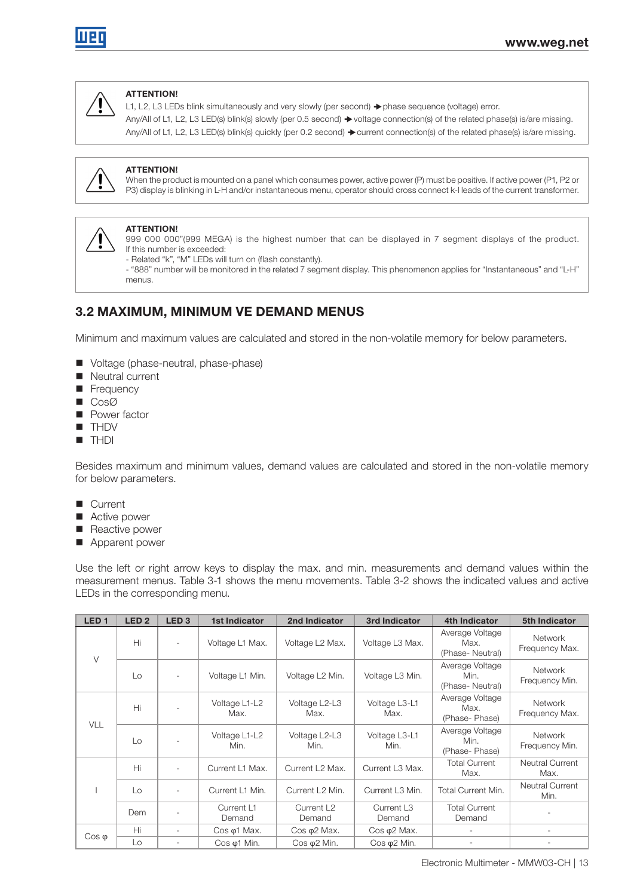**ATTENTION!**
L1, L2, L3 LEDs blink simultaneously and very slowly (per second) → phase sequence (voltage) error.
Any/All of L1, L2, L3 LED(s) blink(s) slowly (per 0.5 second) → voltage connection(s) of the related phase(s) is/are missing.
Any/All of L1, L2, L3 LED(s) blink(s) quickly (per 0.2 second) → current connection(s) of the related phase(s) is/are missing.

**ATTENTION!**
When the product is mounted on a panel which consumes power, active power (P) must be positive. If active power (P1, P2 or P3) display is blinking in L-H and/or instantaneous menu, operator should cross connect k-l leads of the current transformer.

**ATTENTION!**
999 000 000"(999 MEGA) is the highest number that can be displayed in 7 segment displays of the product. If this number is exceeded:
- Related "k", "M" LEDs will turn on (flash constantly).
- "888" number will be monitored in the related 7 segment display. This phenomenon applies for "Instantaneous" and "L-H" menus.

## 3.2 MAXIMUM, MINIMUM VE DEMAND MENUS

Minimum and maximum values are calculated and stored in the non-volatile memory for below parameters.

- Voltage (phase-neutral, phase-phase)
- Neutral current
- Frequency
- CosØ
- Power factor
- THDV
- THDI

Besides maximum and minimum values, demand values are calculated and stored in the non-volatile memory for below parameters.

- Current
- Active power
- Reactive power
- Apparent power

Use the left or right arrow keys to display the max. and min. measurements and demand values within the measurement menus. Table 3-1 shows the menu movements. Table 3-2 shows the indicated values and active LEDs in the corresponding menu.

| LED 1 | LED 2 | LED 3 | 1st Indicator | 2nd Indicator | 3rd Indicator | 4th Indicator | 5th Indicator |
|---|---|---|---|---|---|---|---|
| V | Hi | - | Voltage L1 Max. | Voltage L2 Max. | Voltage L3 Max. | Average Voltage Max. (Phase- Neutral) | Network Frequency Max. |
| | Lo | - | Voltage L1 Min. | Voltage L2 Min. | Voltage L3 Min. | Average Voltage Min. (Phase- Neutral) | Network Frequency Min. |
| VLL | Hi | - | Voltage L1-L2 Max. | Voltage L2-L3 Max. | Voltage L3-L1 Max. | Average Voltage Max. (Phase- Phase) | Network Frequency Max. |
| | Lo | - | Voltage L1-L2 Min. | Voltage L2-L3 Min. | Voltage L3-L1 Min. | Average Voltage Min. (Phase- Phase) | Network Frequency Min. |
| I | Hi | - | Current L1 Max. | Current L2 Max. | Current L3 Max. | Total Current Max. | Neutral Current Max. |
| | Lo | - | Current L1 Min. | Current L2 Min. | Current L3 Min. | Total Current Min. | Neutral Current Min. |
| | Dem | - | Current L1 Demand | Current L2 Demand | Current L3 Demand | Total Current Demand | - |
| Cos φ | Hi | - | Cos φ1 Max. | Cos φ2 Max. | Cos φ2 Max. | - | - |
| | Lo | - | Cos φ1 Min. | Cos φ2 Min. | Cos φ2 Min. | - | - |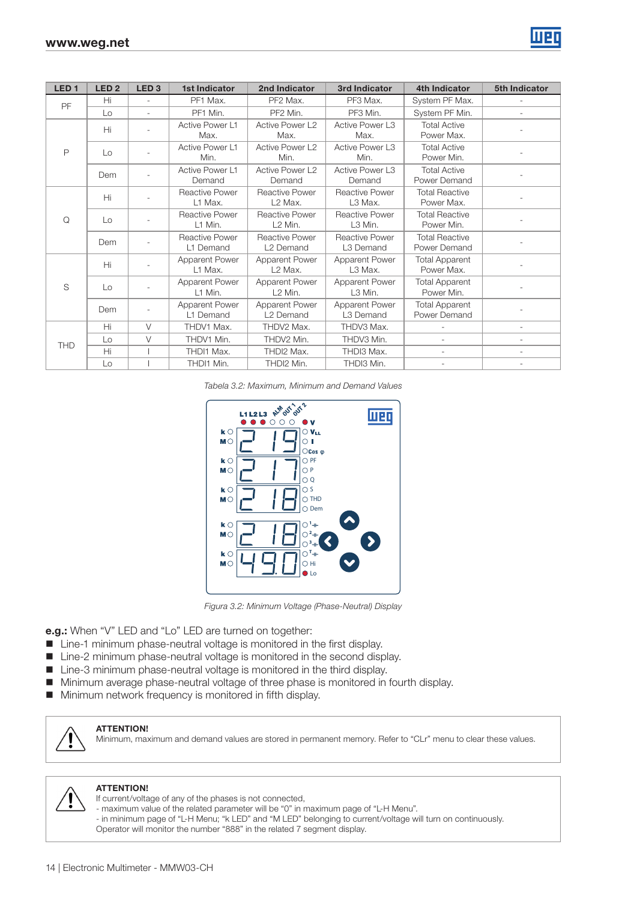| LED 1 | LED 2 | LED 3 | 1st Indicator | 2nd Indicator | 3rd Indicator | 4th Indicator | 5th Indicator |
|---|---|---|---|---|---|---|---|
| PF | Hi | - | PF1 Max. | PF2 Max. | PF3 Max. | System PF Max. | - |
| | Lo | - | PF1 Min. | PF2 Min. | PF3 Min. | System PF Min. | - |
| P | Hi | - | Active Power L1 Max. | Active Power L2 Max. | Active Power L3 Max. | Total Active Power Max. | - |
| | Lo | - | Active Power L1 Min. | Active Power L2 Min. | Active Power L3 Min. | Total Active Power Min. | - |
| | Dem | - | Active Power L1 Demand | Active Power L2 Demand | Active Power L3 Demand | Total Active Power Demand | - |
| Q | Hi | - | Reactive Power L1 Max. | Reactive Power L2 Max. | Reactive Power L3 Max. | Total Reactive Power Max. | - |
| | Lo | - | Reactive Power L1 Min. | Reactive Power L2 Min. | Reactive Power L3 Min. | Total Reactive Power Min. | - |
| | Dem | - | Reactive Power L1 Demand | Reactive Power L2 Demand | Reactive Power L3 Demand | Total Reactive Power Demand | - |
| S | Hi | - | Apparent Power L1 Max. | Apparent Power L2 Max. | Apparent Power L3 Max. | Total Apparent Power Max. | - |
| | Lo | - | Apparent Power L1 Min. | Apparent Power L2 Min. | Apparent Power L3 Min. | Total Apparent Power Min. | - |
| | Dem | - | Apparent Power L1 Demand | Apparent Power L2 Demand | Apparent Power L3 Demand | Total Apparent Power Demand | - |
| THD | Hi | V | THDV1 Max. | THDV2 Max. | THDV3 Max. | - | - |
| | Lo | V | THDV1 Min. | THDV2 Min. | THDV3 Min. | - | - |
| | Hi | I | THDI1 Max. | THDI2 Max. | THDI3 Max. | - | - |
| | Lo | I | THDI1 Min. | THDI2 Min. | THDI3 Min. | - | - |

*Tabela 3.2: Maximum, Minimum and Demand Values*

*Figura 3.2: Minimum Voltage (Phase-Neutral) Display*

**e.g.:** When "V" LED and "Lo" LED are turned on together:

- Line-1 minimum phase-neutral voltage is monitored in the first display.
- Line-2 minimum phase-neutral voltage is monitored in the second display.
- Line-3 minimum phase-neutral voltage is monitored in the third display.
- Minimum average phase-neutral voltage of three phase is monitored in fourth display.
- Minimum network frequency is monitored in fifth display.

**ATTENTION!**
Minimum, maximum and demand values are stored in permanent memory. Refer to "CLr" menu to clear these values.

**ATTENTION!**
If current/voltage of any of the phases is not connected,
- maximum value of the related parameter will be "0" in maximum page of "L-H Menu".
- in minimum page of "L-H Menu; "k LED" and "M LED" belonging to current/voltage will turn on continuously.
Operator will monitor the number "888" in the related 7 segment display.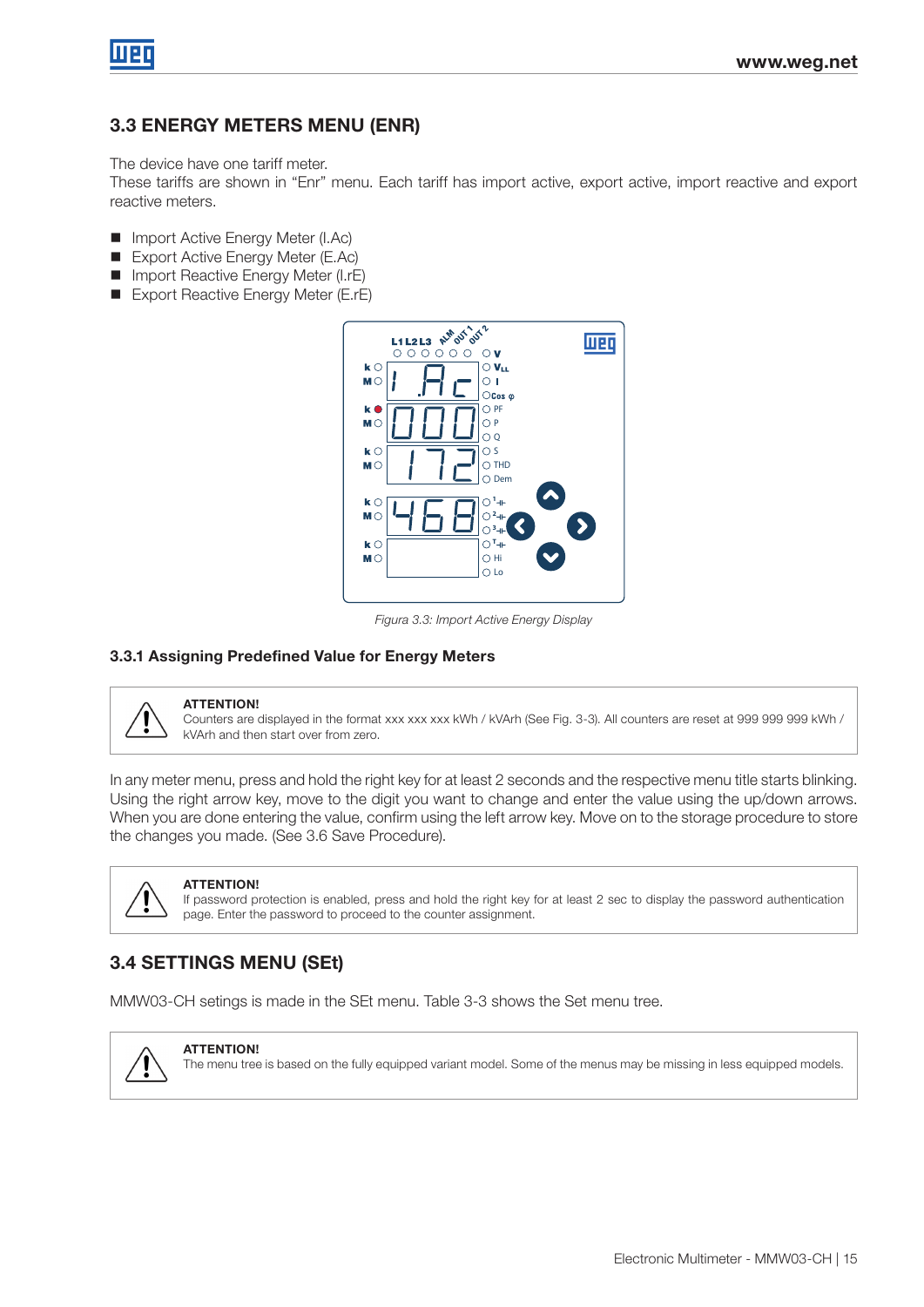## 3.3 ENERGY METERS MENU (ENR)

The device have one tariff meter.
These tariffs are shown in "Enr" menu. Each tariff has import active, export active, import reactive and export reactive meters.

- Import Active Energy Meter (I.Ac)
- Export Active Energy Meter (E.Ac)
- Import Reactive Energy Meter (I.rE)
- Export Reactive Energy Meter (E.rE)

*Figura 3.3: Import Active Energy Display*

### 3.3.1 Assigning Predefined Value for Energy Meters

> **ATTENTION!**
> Counters are displayed in the format xxx xxx xxx kWh / kVArh (See Fig. 3-3). All counters are reset at 999 999 999 kWh / kVArh and then start over from zero.

In any meter menu, press and hold the right key for at least 2 seconds and the respective menu title starts blinking. Using the right arrow key, move to the digit you want to change and enter the value using the up/down arrows. When you are done entering the value, confirm using the left arrow key. Move on to the storage procedure to store the changes you made. (See 3.6 Save Procedure).

> **ATTENTION!**
> If password protection is enabled, press and hold the right key for at least 2 sec to display the password authentication page. Enter the password to proceed to the counter assignment.

## 3.4 SETTINGS MENU (SEt)

MMW03-CH setings is made in the SEt menu. Table 3-3 shows the Set menu tree.

> **ATTENTION!**
> The menu tree is based on the fully equipped variant model. Some of the menus may be missing in less equipped models.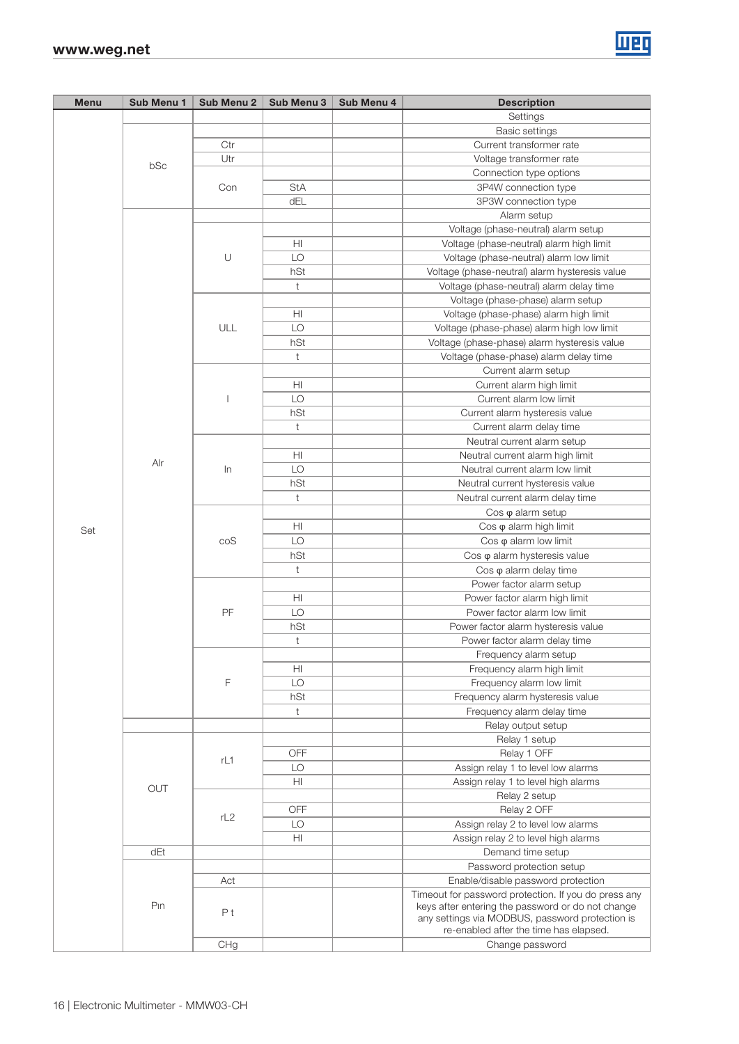| Menu | Sub Menu 1 | Sub Menu 2 | Sub Menu 3 | Sub Menu 4 | Description |
|---|---|---|---|---|---|
| Set | | | | | Settings |
| | bSc | | | | Basic settings |
| | | Ctr | | | Current transformer rate |
| | | Utr | | | Voltage transformer rate |
| | | Con | | | Connection type options |
| | | | StA | | 3P4W connection type |
| | | | dEL | | 3P3W connection type |
| | Alr | | | | Alarm setup |
| | | U | | | Voltage (phase-neutral) alarm setup |
| | | | HI | | Voltage (phase-neutral) alarm high limit |
| | | | LO | | Voltage (phase-neutral) alarm low limit |
| | | | hSt | | Voltage (phase-neutral) alarm hysteresis value |
| | | | t | | Voltage (phase-neutral) alarm delay time |
| | | ULL | | | Voltage (phase-phase) alarm setup |
| | | | HI | | Voltage (phase-phase) alarm high limit |
| | | | LO | | Voltage (phase-phase) alarm high low limit |
| | | | hSt | | Voltage (phase-phase) alarm hysteresis value |
| | | | t | | Voltage (phase-phase) alarm delay time |
| | | I | | | Current alarm setup |
| | | | HI | | Current alarm high limit |
| | | | LO | | Current alarm low limit |
| | | | hSt | | Current alarm hysteresis value |
| | | | t | | Current alarm delay time |
| | | In | | | Neutral current alarm setup |
| | | | HI | | Neutral current alarm high limit |
| | | | LO | | Neutral current alarm low limit |
| | | | hSt | | Neutral current hysteresis value |
| | | | t | | Neutral current alarm delay time |
| | | coS | | | Cos φ alarm setup |
| | | | HI | | Cos φ alarm high limit |
| | | | LO | | Cos φ alarm low limit |
| | | | hSt | | Cos φ alarm hysteresis value |
| | | | t | | Cos φ alarm delay time |
| | | PF | | | Power factor alarm setup |
| | | | HI | | Power factor alarm high limit |
| | | | LO | | Power factor alarm low limit |
| | | | hSt | | Power factor alarm hysteresis value |
| | | | t | | Power factor alarm delay time |
| | | F | | | Frequency alarm setup |
| | | | HI | | Frequency alarm high limit |
| | | | LO | | Frequency alarm low limit |
| | | | hSt | | Frequency alarm hysteresis value |
| | | | t | | Frequency alarm delay time |
| | | | | | Relay output setup |
| | OUT | rL1 | | | Relay 1 setup |
| | | | OFF | | Relay 1 OFF |
| | | | LO | | Assign relay 1 to level low alarms |
| | | | HI | | Assign relay 1 to level high alarms |
| | | rL2 | | | Relay 2 setup |
| | | | OFF | | Relay 2 OFF |
| | | | LO | | Assign relay 2 to level low alarms |
| | | | HI | | Assign relay 2 to level high alarms |
| | dEt | | | | Demand time setup |
| | Pin | | | | Password protection setup |
| | | Act | | | Enable/disable password protection |
| | | P t | | | Timeout for password protection. If you do press any keys after entering the password or do not change any settings via MODBUS, password protection is re-enabled after the time has elapsed. |
| | | CHg | | | Change password |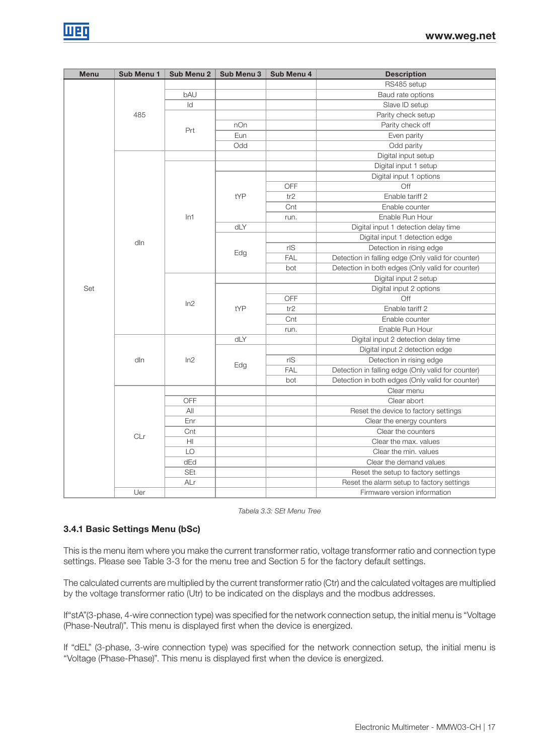| Menu | Sub Menu 1 | Sub Menu 2 | Sub Menu 3 | Sub Menu 4 | Description |
|---|---|---|---|---|---|
| Set | 485 | | | | RS485 setup |
| | | bAU | | | Baud rate options |
| | | Id | | | Slave ID setup |
| | | Prt | | | Parity check setup |
| | | | nOn | | Parity check off |
| | | | Eun | | Even parity |
| | | | Odd | | Odd parity |
| | dIn | | | | Digital input setup |
| | | In1 | | | Digital input 1 setup |
| | | | tYP | | Digital input 1 options |
| | | | | OFF | Off |
| | | | | tr2 | Enable tariff 2 |
| | | | | Cnt | Enable counter |
| | | | | run. | Enable Run Hour |
| | | | dLY | | Digital input 1 detection delay time |
| | | | Edg | | Digital input 1 detection edge |
| | | | | rIS | Detection in rising edge |
| | | | | FAL | Detection in falling edge (Only valid for counter) |
| | | | | bot | Detection in both edges (Only valid for counter) |
| | | In2 | | | Digital input 2 setup |
| | | | tYP | | Digital input 2 options |
| | | | | OFF | Off |
| | | | | tr2 | Enable tariff 2 |
| | | | | Cnt | Enable counter |
| | | | | run. | Enable Run Hour |
| | dIn | In2 | dLY | | Digital input 2 detection delay time |
| | | | Edg | | Digital input 2 detection edge |
| | | | | rIS | Detection in rising edge |
| | | | | FAL | Detection in falling edge (Only valid for counter) |
| | | | | bot | Detection in both edges (Only valid for counter) |
| | CLr | | | | Clear menu |
| | | OFF | | | Clear abort |
| | | All | | | Reset the device to factory settings |
| | | Enr | | | Clear the energy counters |
| | | Cnt | | | Clear the counters |
| | | HI | | | Clear the max. values |
| | | LO | | | Clear the min. values |
| | | dEd | | | Clear the demand values |
| | | SEt | | | Reset the setup to factory settings |
| | | ALr | | | Reset the alarm setup to factory settings |
| | Uer | | | | Firmware version information |

*Tabela 3.3: SEt Menu Tree*

### 3.4.1 Basic Settings Menu (bSc)

This is the menu item where you make the current transformer ratio, voltage transformer ratio and connection type settings. Please see Table 3-3 for the menu tree and Section 5 for the factory default settings.

The calculated currents are multiplied by the current transformer ratio (Ctr) and the calculated voltages are multiplied by the voltage transformer ratio (Utr) to be indicated on the displays and the modbus addresses.

If"stA"(3-phase, 4-wire connection type) was specified for the network connection setup, the initial menu is "Voltage (Phase-Neutral)". This menu is displayed first when the device is energized.

If "dEL" (3-phase, 3-wire connection type) was specified for the network connection setup, the initial menu is "Voltage (Phase-Phase)". This menu is displayed first when the device is energized.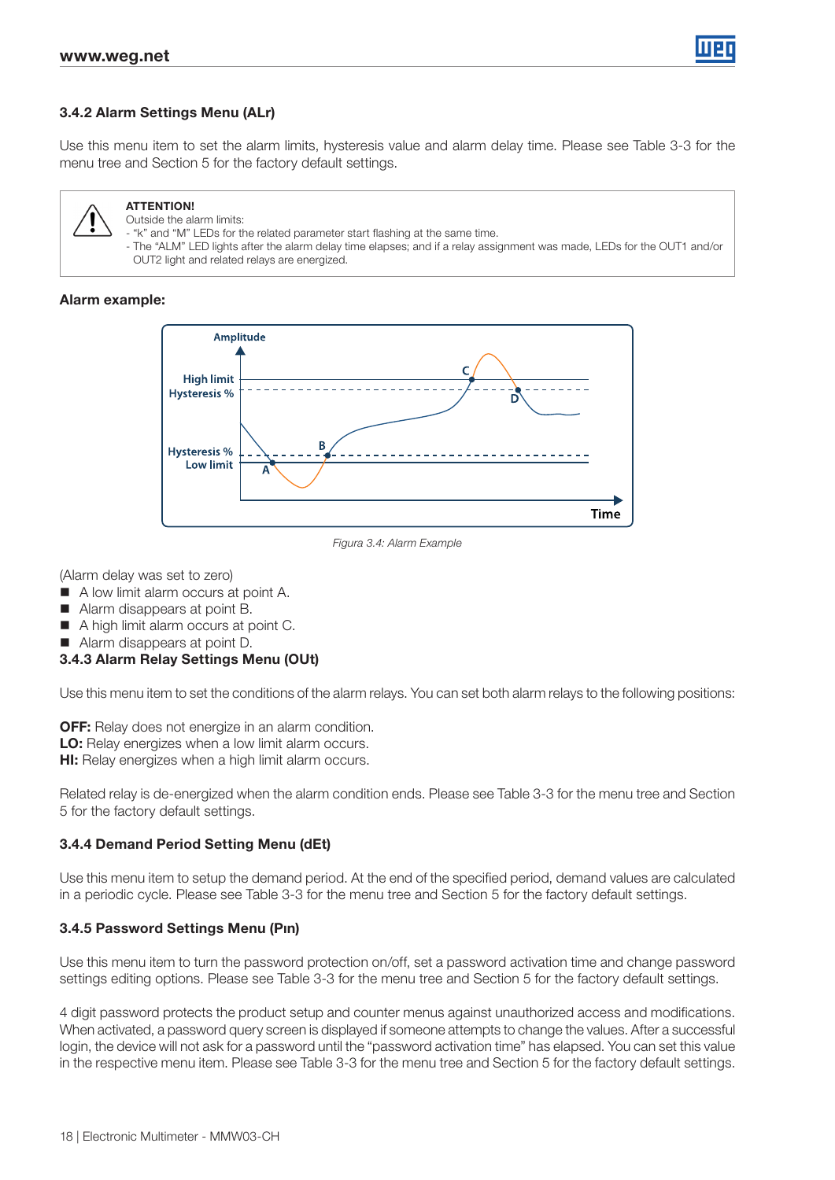### 3.4.2 Alarm Settings Menu (ALr)

Use this menu item to set the alarm limits, hysteresis value and alarm delay time. Please see Table 3-3 for the menu tree and Section 5 for the factory default settings.

**ATTENTION!**
Outside the alarm limits:
- "k" and "M" LEDs for the related parameter start flashing at the same time.
- The "ALM" LED lights after the alarm delay time elapses; and if a relay assignment was made, LEDs for the OUT1 and/or OUT2 light and related relays are energized.

**Alarm example:**

*Figura 3.4: Alarm Example*

(Alarm delay was set to zero)

- A low limit alarm occurs at point A.
- Alarm disappears at point B.
- A high limit alarm occurs at point C.
- Alarm disappears at point D.

### 3.4.3 Alarm Relay Settings Menu (OUt)

Use this menu item to set the conditions of the alarm relays. You can set both alarm relays to the following positions:

**OFF:** Relay does not energize in an alarm condition.
**LO:** Relay energizes when a low limit alarm occurs.
**HI:** Relay energizes when a high limit alarm occurs.

Related relay is de-energized when the alarm condition ends. Please see Table 3-3 for the menu tree and Section 5 for the factory default settings.

### 3.4.4 Demand Period Setting Menu (dEt)

Use this menu item to setup the demand period. At the end of the specified period, demand values are calculated in a periodic cycle. Please see Table 3-3 for the menu tree and Section 5 for the factory default settings.

### 3.4.5 Password Settings Menu (Pın)

Use this menu item to turn the password protection on/off, set a password activation time and change password settings editing options. Please see Table 3-3 for the menu tree and Section 5 for the factory default settings.

4 digit password protects the product setup and counter menus against unauthorized access and modifications. When activated, a password query screen is displayed if someone attempts to change the values. After a successful login, the device will not ask for a password until the "password activation time" has elapsed. You can set this value in the respective menu item. Please see Table 3-3 for the menu tree and Section 5 for the factory default settings.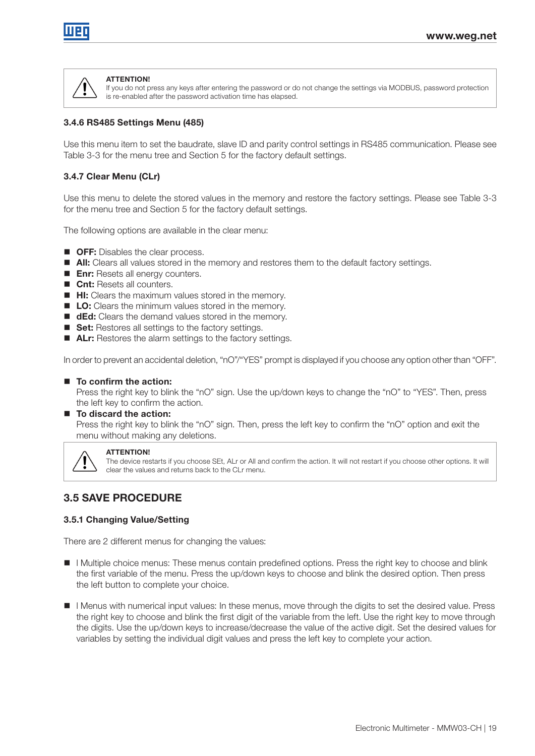> **ATTENTION!**
> If you do not press any keys after entering the password or do not change the settings via MODBUS, password protection is re-enabled after the password activation time has elapsed.

#### 3.4.6 RS485 Settings Menu (485)

Use this menu item to set the baudrate, slave ID and parity control settings in RS485 communication. Please see Table 3-3 for the menu tree and Section 5 for the factory default settings.

#### 3.4.7 Clear Menu (CLr)

Use this menu to delete the stored values in the memory and restore the factory settings. Please see Table 3-3 for the menu tree and Section 5 for the factory default settings.

The following options are available in the clear menu:

- **OFF:** Disables the clear process.
- **All:** Clears all values stored in the memory and restores them to the default factory settings.
- **Enr:** Resets all energy counters.
- **Cnt:** Resets all counters.
- **HI:** Clears the maximum values stored in the memory.
- **LO:** Clears the minimum values stored in the memory.
- **dEd:** Clears the demand values stored in the memory.
- **Set:** Restores all settings to the factory settings.
- **ALr:** Restores the alarm settings to the factory settings.

In order to prevent an accidental deletion, "nO"/"YES" prompt is displayed if you choose any option other than "OFF".

- **To confirm the action:**
  Press the right key to blink the "nO" sign. Use the up/down keys to change the "nO" to "YES". Then, press the left key to confirm the action.
- **To discard the action:**
  Press the right key to blink the "nO" sign. Then, press the left key to confirm the "nO" option and exit the menu without making any deletions.

> **ATTENTION!**
> The device restarts if you choose SEt, ALr or All and confirm the action. It will not restart if you choose other options. It will clear the values and returns back to the CLr menu.

### 3.5 SAVE PROCEDURE

#### 3.5.1 Changing Value/Setting

There are 2 different menus for changing the values:

- I Multiple choice menus: These menus contain predefined options. Press the right key to choose and blink the first variable of the menu. Press the up/down keys to choose and blink the desired option. Then press the left button to complete your choice.

- I Menus with numerical input values: In these menus, move through the digits to set the desired value. Press the right key to choose and blink the first digit of the variable from the left. Use the right key to move through the digits. Use the up/down keys to increase/decrease the value of the active digit. Set the desired values for variables by setting the individual digit values and press the left key to complete your action.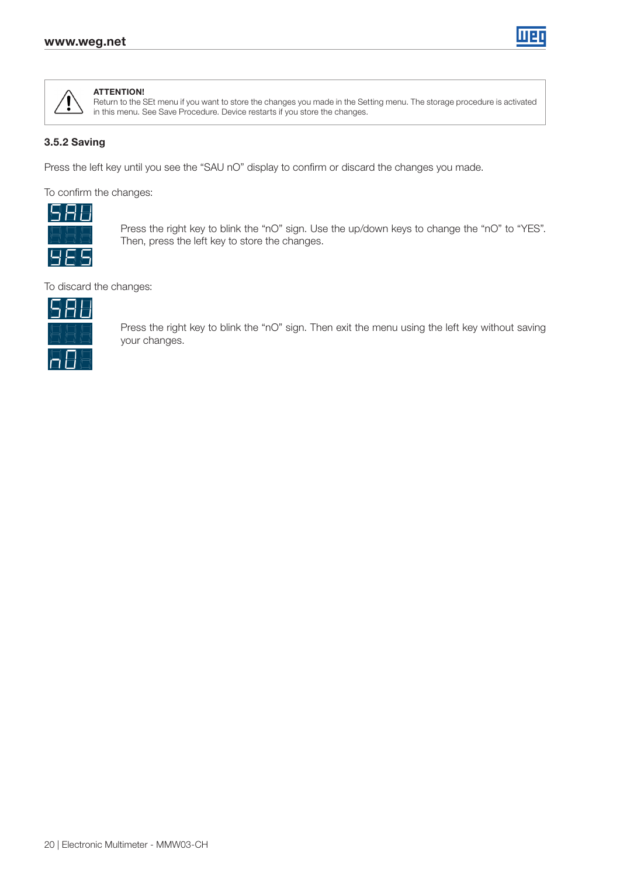> **ATTENTION!**
> Return to the SEt menu if you want to store the changes you made in the Setting menu. The storage procedure is activated in this menu. See Save Procedure. Device restarts if you store the changes.

### 3.5.2 Saving

Press the left key until you see the “SAU nO” display to confirm or discard the changes you made.

To confirm the changes:

Press the right key to blink the “nO” sign. Use the up/down keys to change the “nO” to “YES”. Then, press the left key to store the changes.

To discard the changes:

Press the right key to blink the “nO” sign. Then exit the menu using the left key without saving your changes.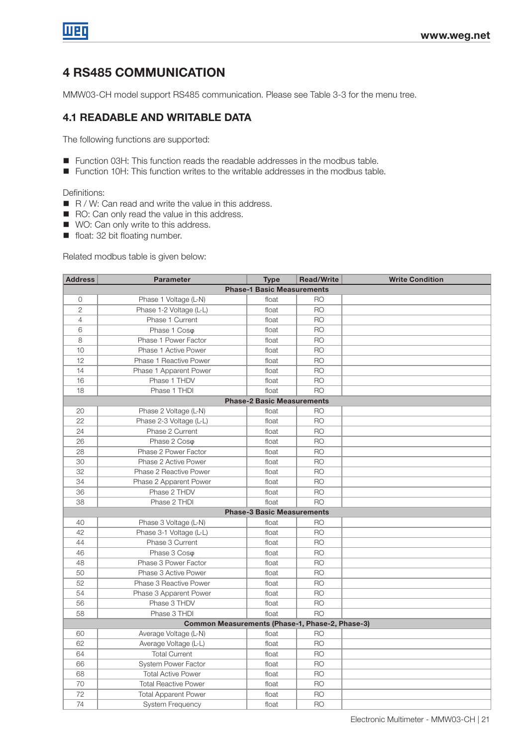# 4 RS485 COMMUNICATION

MMW03-CH model support RS485 communication. Please see Table 3-3 for the menu tree.

## 4.1 READABLE AND WRITABLE DATA

The following functions are supported:

- Function 03H: This function reads the readable addresses in the modbus table.
- Function 10H: This function writes to the writable addresses in the modbus table.

Definitions:

- R / W: Can read and write the value in this address.
- RO: Can only read the value in this address.
- WO: Can only write to this address.
- float: 32 bit floating number.

Related modbus table is given below:

| Address | Parameter | Type | Read/Write | Write Condition |
|---|---|---|---|---|
| **Phase-1 Basic Measurements** | | | | |
| 0 | Phase 1 Voltage (L-N) | float | RO | |
| 2 | Phase 1-2 Voltage (L-L) | float | RO | |
| 4 | Phase 1 Current | float | RO | |
| 6 | Phase 1 Cosφ | float | RO | |
| 8 | Phase 1 Power Factor | float | RO | |
| 10 | Phase 1 Active Power | float | RO | |
| 12 | Phase 1 Reactive Power | float | RO | |
| 14 | Phase 1 Apparent Power | float | RO | |
| 16 | Phase 1 THDV | float | RO | |
| 18 | Phase 1 THDI | float | RO | |
| **Phase-2 Basic Measurements** | | | | |
| 20 | Phase 2 Voltage (L-N) | float | RO | |
| 22 | Phase 2-3 Voltage (L-L) | float | RO | |
| 24 | Phase 2 Current | float | RO | |
| 26 | Phase 2 Cosφ | float | RO | |
| 28 | Phase 2 Power Factor | float | RO | |
| 30 | Phase 2 Active Power | float | RO | |
| 32 | Phase 2 Reactive Power | float | RO | |
| 34 | Phase 2 Apparent Power | float | RO | |
| 36 | Phase 2 THDV | float | RO | |
| 38 | Phase 2 THDI | float | RO | |
| **Phase-3 Basic Measurements** | | | | |
| 40 | Phase 3 Voltage (L-N) | float | RO | |
| 42 | Phase 3-1 Voltage (L-L) | float | RO | |
| 44 | Phase 3 Current | float | RO | |
| 46 | Phase 3 Cosφ | float | RO | |
| 48 | Phase 3 Power Factor | float | RO | |
| 50 | Phase 3 Active Power | float | RO | |
| 52 | Phase 3 Reactive Power | float | RO | |
| 54 | Phase 3 Apparent Power | float | RO | |
| 56 | Phase 3 THDV | float | RO | |
| 58 | Phase 3 THDI | float | RO | |
| **Common Measurements (Phase-1, Phase-2, Phase-3)** | | | | |
| 60 | Average Voltage (L-N) | float | RO | |
| 62 | Average Voltage (L-L) | float | RO | |
| 64 | Total Current | float | RO | |
| 66 | System Power Factor | float | RO | |
| 68 | Total Active Power | float | RO | |
| 70 | Total Reactive Power | float | RO | |
| 72 | Total Apparent Power | float | RO | |
| 74 | System Frequency | float | RO | |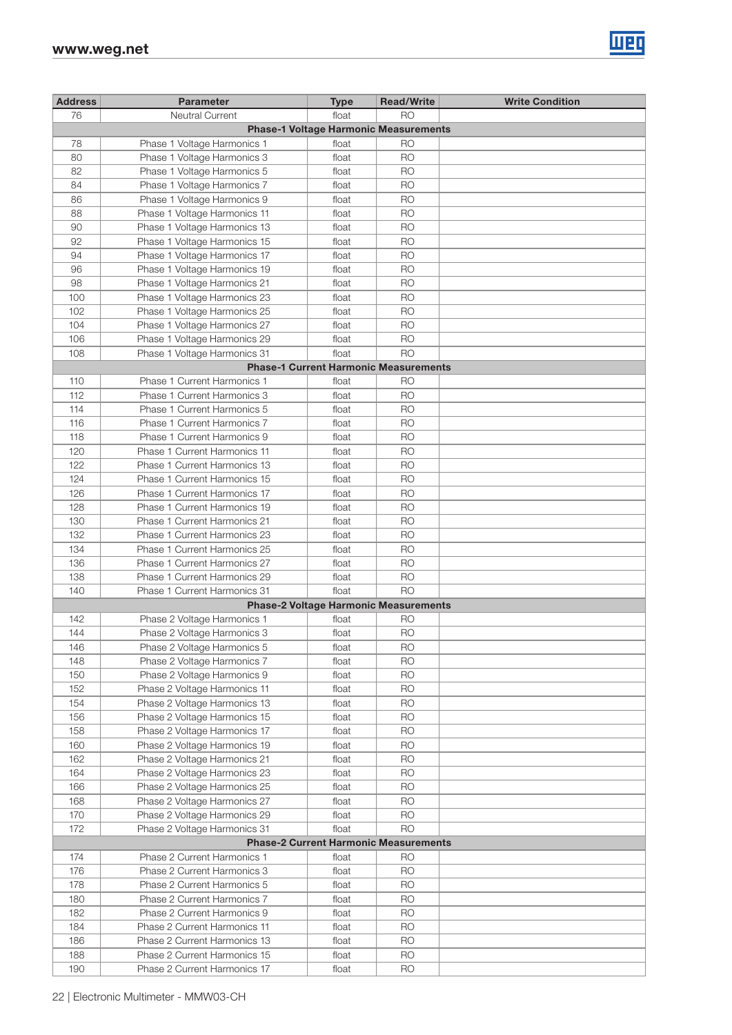| Address | Parameter | Type | Read/Write | Write Condition |
|---|---|---|---|---|
| 76 | Neutral Current | float | RO | |
| **Phase-1 Voltage Harmonic Measurements** | | | | |
| 78 | Phase 1 Voltage Harmonics 1 | float | RO | |
| 80 | Phase 1 Voltage Harmonics 3 | float | RO | |
| 82 | Phase 1 Voltage Harmonics 5 | float | RO | |
| 84 | Phase 1 Voltage Harmonics 7 | float | RO | |
| 86 | Phase 1 Voltage Harmonics 9 | float | RO | |
| 88 | Phase 1 Voltage Harmonics 11 | float | RO | |
| 90 | Phase 1 Voltage Harmonics 13 | float | RO | |
| 92 | Phase 1 Voltage Harmonics 15 | float | RO | |
| 94 | Phase 1 Voltage Harmonics 17 | float | RO | |
| 96 | Phase 1 Voltage Harmonics 19 | float | RO | |
| 98 | Phase 1 Voltage Harmonics 21 | float | RO | |
| 100 | Phase 1 Voltage Harmonics 23 | float | RO | |
| 102 | Phase 1 Voltage Harmonics 25 | float | RO | |
| 104 | Phase 1 Voltage Harmonics 27 | float | RO | |
| 106 | Phase 1 Voltage Harmonics 29 | float | RO | |
| 108 | Phase 1 Voltage Harmonics 31 | float | RO | |
| **Phase-1 Current Harmonic Measurements** | | | | |
| 110 | Phase 1 Current Harmonics 1 | float | RO | |
| 112 | Phase 1 Current Harmonics 3 | float | RO | |
| 114 | Phase 1 Current Harmonics 5 | float | RO | |
| 116 | Phase 1 Current Harmonics 7 | float | RO | |
| 118 | Phase 1 Current Harmonics 9 | float | RO | |
| 120 | Phase 1 Current Harmonics 11 | float | RO | |
| 122 | Phase 1 Current Harmonics 13 | float | RO | |
| 124 | Phase 1 Current Harmonics 15 | float | RO | |
| 126 | Phase 1 Current Harmonics 17 | float | RO | |
| 128 | Phase 1 Current Harmonics 19 | float | RO | |
| 130 | Phase 1 Current Harmonics 21 | float | RO | |
| 132 | Phase 1 Current Harmonics 23 | float | RO | |
| 134 | Phase 1 Current Harmonics 25 | float | RO | |
| 136 | Phase 1 Current Harmonics 27 | float | RO | |
| 138 | Phase 1 Current Harmonics 29 | float | RO | |
| 140 | Phase 1 Current Harmonics 31 | float | RO | |
| **Phase-2 Voltage Harmonic Measurements** | | | | |
| 142 | Phase 2 Voltage Harmonics 1 | float | RO | |
| 144 | Phase 2 Voltage Harmonics 3 | float | RO | |
| 146 | Phase 2 Voltage Harmonics 5 | float | RO | |
| 148 | Phase 2 Voltage Harmonics 7 | float | RO | |
| 150 | Phase 2 Voltage Harmonics 9 | float | RO | |
| 152 | Phase 2 Voltage Harmonics 11 | float | RO | |
| 154 | Phase 2 Voltage Harmonics 13 | float | RO | |
| 156 | Phase 2 Voltage Harmonics 15 | float | RO | |
| 158 | Phase 2 Voltage Harmonics 17 | float | RO | |
| 160 | Phase 2 Voltage Harmonics 19 | float | RO | |
| 162 | Phase 2 Voltage Harmonics 21 | float | RO | |
| 164 | Phase 2 Voltage Harmonics 23 | float | RO | |
| 166 | Phase 2 Voltage Harmonics 25 | float | RO | |
| 168 | Phase 2 Voltage Harmonics 27 | float | RO | |
| 170 | Phase 2 Voltage Harmonics 29 | float | RO | |
| 172 | Phase 2 Voltage Harmonics 31 | float | RO | |
| **Phase-2 Current Harmonic Measurements** | | | | |
| 174 | Phase 2 Current Harmonics 1 | float | RO | |
| 176 | Phase 2 Current Harmonics 3 | float | RO | |
| 178 | Phase 2 Current Harmonics 5 | float | RO | |
| 180 | Phase 2 Current Harmonics 7 | float | RO | |
| 182 | Phase 2 Current Harmonics 9 | float | RO | |
| 184 | Phase 2 Current Harmonics 11 | float | RO | |
| 186 | Phase 2 Current Harmonics 13 | float | RO | |
| 188 | Phase 2 Current Harmonics 15 | float | RO | |
| 190 | Phase 2 Current Harmonics 17 | float | RO | |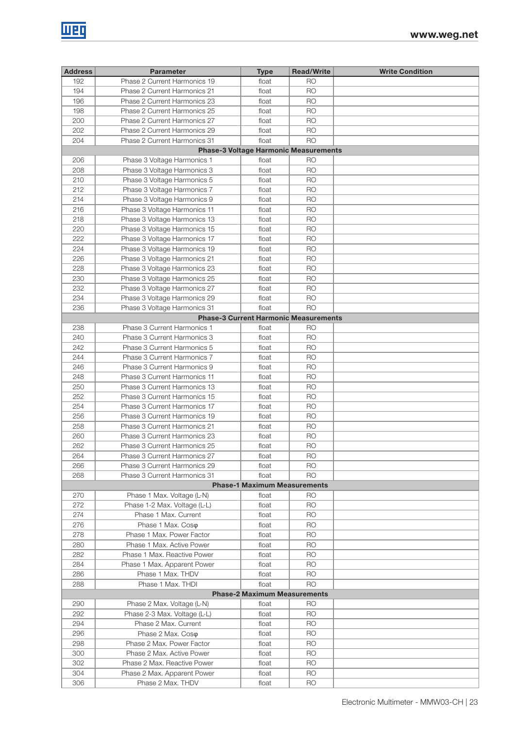| Address | Parameter | Type | Read/Write | Write Condition |
|---|---|---|---|---|
| 192 | Phase 2 Current Harmonics 19 | float | RO | |
| 194 | Phase 2 Current Harmonics 21 | float | RO | |
| 196 | Phase 2 Current Harmonics 23 | float | RO | |
| 198 | Phase 2 Current Harmonics 25 | float | RO | |
| 200 | Phase 2 Current Harmonics 27 | float | RO | |
| 202 | Phase 2 Current Harmonics 29 | float | RO | |
| 204 | Phase 2 Current Harmonics 31 | float | RO | |
| **Phase-3 Voltage Harmonic Measurements** | | | | |
| 206 | Phase 3 Voltage Harmonics 1 | float | RO | |
| 208 | Phase 3 Voltage Harmonics 3 | float | RO | |
| 210 | Phase 3 Voltage Harmonics 5 | float | RO | |
| 212 | Phase 3 Voltage Harmonics 7 | float | RO | |
| 214 | Phase 3 Voltage Harmonics 9 | float | RO | |
| 216 | Phase 3 Voltage Harmonics 11 | float | RO | |
| 218 | Phase 3 Voltage Harmonics 13 | float | RO | |
| 220 | Phase 3 Voltage Harmonics 15 | float | RO | |
| 222 | Phase 3 Voltage Harmonics 17 | float | RO | |
| 224 | Phase 3 Voltage Harmonics 19 | float | RO | |
| 226 | Phase 3 Voltage Harmonics 21 | float | RO | |
| 228 | Phase 3 Voltage Harmonics 23 | float | RO | |
| 230 | Phase 3 Voltage Harmonics 25 | float | RO | |
| 232 | Phase 3 Voltage Harmonics 27 | float | RO | |
| 234 | Phase 3 Voltage Harmonics 29 | float | RO | |
| 236 | Phase 3 Voltage Harmonics 31 | float | RO | |
| **Phase-3 Current Harmonic Measurements** | | | | |
| 238 | Phase 3 Current Harmonics 1 | float | RO | |
| 240 | Phase 3 Current Harmonics 3 | float | RO | |
| 242 | Phase 3 Current Harmonics 5 | float | RO | |
| 244 | Phase 3 Current Harmonics 7 | float | RO | |
| 246 | Phase 3 Current Harmonics 9 | float | RO | |
| 248 | Phase 3 Current Harmonics 11 | float | RO | |
| 250 | Phase 3 Current Harmonics 13 | float | RO | |
| 252 | Phase 3 Current Harmonics 15 | float | RO | |
| 254 | Phase 3 Current Harmonics 17 | float | RO | |
| 256 | Phase 3 Current Harmonics 19 | float | RO | |
| 258 | Phase 3 Current Harmonics 21 | float | RO | |
| 260 | Phase 3 Current Harmonics 23 | float | RO | |
| 262 | Phase 3 Current Harmonics 25 | float | RO | |
| 264 | Phase 3 Current Harmonics 27 | float | RO | |
| 266 | Phase 3 Current Harmonics 29 | float | RO | |
| 268 | Phase 3 Current Harmonics 31 | float | RO | |
| **Phase-1 Maximum Measurements** | | | | |
| 270 | Phase 1 Max. Voltage (L-N) | float | RO | |
| 272 | Phase 1-2 Max. Voltage (L-L) | float | RO | |
| 274 | Phase 1 Max. Current | float | RO | |
| 276 | Phase 1 Max. Cosφ | float | RO | |
| 278 | Phase 1 Max. Power Factor | float | RO | |
| 280 | Phase 1 Max. Active Power | float | RO | |
| 282 | Phase 1 Max. Reactive Power | float | RO | |
| 284 | Phase 1 Max. Apparent Power | float | RO | |
| 286 | Phase 1 Max. THDV | float | RO | |
| 288 | Phase 1 Max. THDI | float | RO | |
| **Phase-2 Maximum Measurements** | | | | |
| 290 | Phase 2 Max. Voltage (L-N) | float | RO | |
| 292 | Phase 2-3 Max. Voltage (L-L) | float | RO | |
| 294 | Phase 2 Max. Current | float | RO | |
| 296 | Phase 2 Max. Cosφ | float | RO | |
| 298 | Phase 2 Max. Power Factor | float | RO | |
| 300 | Phase 2 Max. Active Power | float | RO | |
| 302 | Phase 2 Max. Reactive Power | float | RO | |
| 304 | Phase 2 Max. Apparent Power | float | RO | |
| 306 | Phase 2 Max. THDV | float | RO | |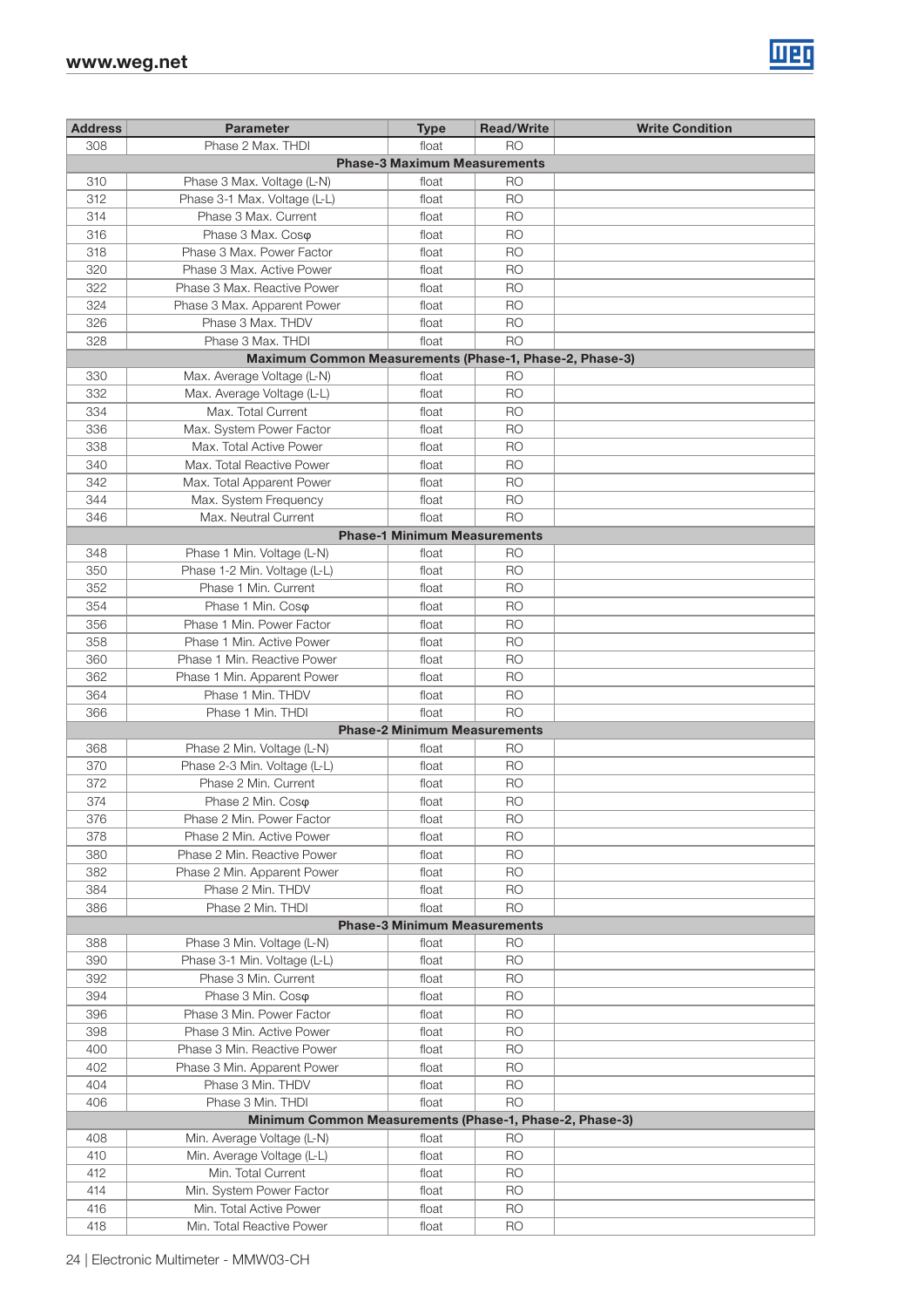| Address | Parameter | Type | Read/Write | Write Condition |
|---|---|---|---|---|
| 308 | Phase 2 Max. THDI | float | RO | |
| **Phase-3 Maximum Measurements** | | | | |
| 310 | Phase 3 Max. Voltage (L-N) | float | RO | |
| 312 | Phase 3-1 Max. Voltage (L-L) | float | RO | |
| 314 | Phase 3 Max. Current | float | RO | |
| 316 | Phase 3 Max. Cosφ | float | RO | |
| 318 | Phase 3 Max. Power Factor | float | RO | |
| 320 | Phase 3 Max. Active Power | float | RO | |
| 322 | Phase 3 Max. Reactive Power | float | RO | |
| 324 | Phase 3 Max. Apparent Power | float | RO | |
| 326 | Phase 3 Max. THDV | float | RO | |
| 328 | Phase 3 Max. THDI | float | RO | |
| **Maximum Common Measurements (Phase-1, Phase-2, Phase-3)** | | | | |
| 330 | Max. Average Voltage (L-N) | float | RO | |
| 332 | Max. Average Voltage (L-L) | float | RO | |
| 334 | Max. Total Current | float | RO | |
| 336 | Max. System Power Factor | float | RO | |
| 338 | Max. Total Active Power | float | RO | |
| 340 | Max. Total Reactive Power | float | RO | |
| 342 | Max. Total Apparent Power | float | RO | |
| 344 | Max. System Frequency | float | RO | |
| 346 | Max. Neutral Current | float | RO | |
| **Phase-1 Minimum Measurements** | | | | |
| 348 | Phase 1 Min. Voltage (L-N) | float | RO | |
| 350 | Phase 1-2 Min. Voltage (L-L) | float | RO | |
| 352 | Phase 1 Min. Current | float | RO | |
| 354 | Phase 1 Min. Cosφ | float | RO | |
| 356 | Phase 1 Min. Power Factor | float | RO | |
| 358 | Phase 1 Min. Active Power | float | RO | |
| 360 | Phase 1 Min. Reactive Power | float | RO | |
| 362 | Phase 1 Min. Apparent Power | float | RO | |
| 364 | Phase 1 Min. THDV | float | RO | |
| 366 | Phase 1 Min. THDI | float | RO | |
| **Phase-2 Minimum Measurements** | | | | |
| 368 | Phase 2 Min. Voltage (L-N) | float | RO | |
| 370 | Phase 2-3 Min. Voltage (L-L) | float | RO | |
| 372 | Phase 2 Min. Current | float | RO | |
| 374 | Phase 2 Min. Cosφ | float | RO | |
| 376 | Phase 2 Min. Power Factor | float | RO | |
| 378 | Phase 2 Min. Active Power | float | RO | |
| 380 | Phase 2 Min. Reactive Power | float | RO | |
| 382 | Phase 2 Min. Apparent Power | float | RO | |
| 384 | Phase 2 Min. THDV | float | RO | |
| 386 | Phase 2 Min. THDI | float | RO | |
| **Phase-3 Minimum Measurements** | | | | |
| 388 | Phase 3 Min. Voltage (L-N) | float | RO | |
| 390 | Phase 3-1 Min. Voltage (L-L) | float | RO | |
| 392 | Phase 3 Min. Current | float | RO | |
| 394 | Phase 3 Min. Cosφ | float | RO | |
| 396 | Phase 3 Min. Power Factor | float | RO | |
| 398 | Phase 3 Min. Active Power | float | RO | |
| 400 | Phase 3 Min. Reactive Power | float | RO | |
| 402 | Phase 3 Min. Apparent Power | float | RO | |
| 404 | Phase 3 Min. THDV | float | RO | |
| 406 | Phase 3 Min. THDI | float | RO | |
| **Minimum Common Measurements (Phase-1, Phase-2, Phase-3)** | | | | |
| 408 | Min. Average Voltage (L-N) | float | RO | |
| 410 | Min. Average Voltage (L-L) | float | RO | |
| 412 | Min. Total Current | float | RO | |
| 414 | Min. System Power Factor | float | RO | |
| 416 | Min. Total Active Power | float | RO | |
| 418 | Min. Total Reactive Power | float | RO | |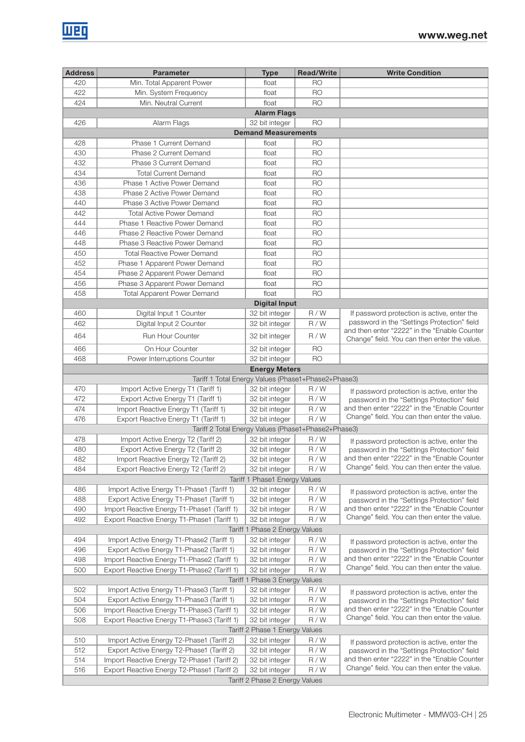| Address | Parameter | Type | Read/Write | Write Condition |
|---|---|---|---|---|
| 420 | Min. Total Apparent Power | float | RO | |
| 422 | Min. System Frequency | float | RO | |
| 424 | Min. Neutral Current | float | RO | |
| **Alarm Flags** | | | | |
| 426 | Alarm Flags | 32 bit integer | RO | |
| **Demand Measurements** | | | | |
| 428 | Phase 1 Current Demand | float | RO | |
| 430 | Phase 2 Current Demand | float | RO | |
| 432 | Phase 3 Current Demand | float | RO | |
| 434 | Total Current Demand | float | RO | |
| 436 | Phase 1 Active Power Demand | float | RO | |
| 438 | Phase 2 Active Power Demand | float | RO | |
| 440 | Phase 3 Active Power Demand | float | RO | |
| 442 | Total Active Power Demand | float | RO | |
| 444 | Phase 1 Reactive Power Demand | float | RO | |
| 446 | Phase 2 Reactive Power Demand | float | RO | |
| 448 | Phase 3 Reactive Power Demand | float | RO | |
| 450 | Total Reactive Power Demand | float | RO | |
| 452 | Phase 1 Apparent Power Demand | float | RO | |
| 454 | Phase 2 Apparent Power Demand | float | RO | |
| 456 | Phase 3 Apparent Power Demand | float | RO | |
| 458 | Total Apparent Power Demand | float | RO | |
| **Digital Input** | | | | |
| 460 | Digital Input 1 Counter | 32 bit integer | R / W | If password protection is active, enter the password in the "Settings Protection" field and then enter "2222" in the "Enable Counter Change" field. You can then enter the value. |
| 462 | Digital Input 2 Counter | 32 bit integer | R / W | |
| 464 | Run Hour Counter | 32 bit integer | R / W | |
| 466 | On Hour Counter | 32 bit integer | RO | |
| 468 | Power Interruptions Counter | 32 bit integer | RO | |
| **Energy Meters** | | | | |
| Tariff 1 Total Energy Values (Phase1+Phase2+Phase3) | | | | |
| 470 | Import Active Energy T1 (Tariff 1) | 32 bit integer | R / W | If password protection is active, enter the password in the "Settings Protection" field and then enter "2222" in the "Enable Counter Change" field. You can then enter the value. |
| 472 | Export Active Energy T1 (Tariff 1) | 32 bit integer | R / W | |
| 474 | Import Reactive Energy T1 (Tariff 1) | 32 bit integer | R / W | |
| 476 | Export Reactive Energy T1 (Tariff 1) | 32 bit integer | R / W | |
| Tariff 2 Total Energy Values (Phase1+Phase2+Phase3) | | | | |
| 478 | Import Active Energy T2 (Tariff 2) | 32 bit integer | R / W | If password protection is active, enter the password in the "Settings Protection" field and then enter "2222" in the "Enable Counter Change" field. You can then enter the value. |
| 480 | Export Active Energy T2 (Tariff 2) | 32 bit integer | R / W | |
| 482 | Import Reactive Energy T2 (Tariff 2) | 32 bit integer | R / W | |
| 484 | Export Reactive Energy T2 (Tariff 2) | 32 bit integer | R / W | |
| Tariff 1 Phase1 Energy Values | | | | |
| 486 | Import Active Energy T1-Phase1 (Tariff 1) | 32 bit integer | R / W | If password protection is active, enter the password in the "Settings Protection" field and then enter "2222" in the "Enable Counter Change" field. You can then enter the value. |
| 488 | Export Active Energy T1-Phase1 (Tariff 1) | 32 bit integer | R / W | |
| 490 | Import Reactive Energy T1-Phase1 (Tariff 1) | 32 bit integer | R / W | |
| 492 | Export Reactive Energy T1-Phase1 (Tariff 1) | 32 bit integer | R / W | |
| Tariff 1 Phase 2 Energy Values | | | | |
| 494 | Import Active Energy T1-Phase2 (Tariff 1) | 32 bit integer | R / W | If password protection is active, enter the password in the "Settings Protection" field and then enter "2222" in the "Enable Counter Change" field. You can then enter the value. |
| 496 | Export Active Energy T1-Phase2 (Tariff 1) | 32 bit integer | R / W | |
| 498 | Import Reactive Energy T1-Phase2 (Tariff 1) | 32 bit integer | R / W | |
| 500 | Export Reactive Energy T1-Phase2 (Tariff 1) | 32 bit integer | R / W | |
| Tariff 1 Phase 3 Energy Values | | | | |
| 502 | Import Active Energy T1-Phase3 (Tariff 1) | 32 bit integer | R / W | If password protection is active, enter the password in the "Settings Protection" field and then enter "2222" in the "Enable Counter Change" field. You can then enter the value. |
| 504 | Export Active Energy T1-Phase3 (Tariff 1) | 32 bit integer | R / W | |
| 506 | Import Reactive Energy T1-Phase3 (Tariff 1) | 32 bit integer | R / W | |
| 508 | Export Reactive Energy T1-Phase3 (Tariff 1) | 32 bit integer | R / W | |
| Tariff 2 Phase 1 Energy Values | | | | |
| 510 | Import Active Energy T2-Phase1 (Tariff 2) | 32 bit integer | R / W | If password protection is active, enter the password in the "Settings Protection" field and then enter "2222" in the "Enable Counter Change" field. You can then enter the value. |
| 512 | Export Active Energy T2-Phase1 (Tariff 2) | 32 bit integer | R / W | |
| 514 | Import Reactive Energy T2-Phase1 (Tariff 2) | 32 bit integer | R / W | |
| 516 | Export Reactive Energy T2-Phase1 (Tariff 2) | 32 bit integer | R / W | |
| Tariff 2 Phase 2 Energy Values | | | | |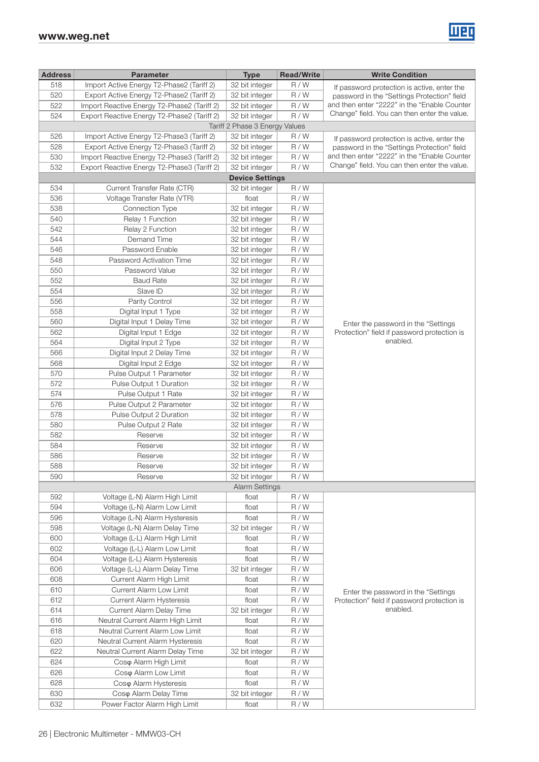| Address | Parameter | Type | Read/Write | Write Condition |
|---|---|---|---|---|
| 518 | Import Active Energy T2-Phase2 (Tariff 2) | 32 bit integer | R / W | If password protection is active, enter the password in the “Settings Protection” field and then enter “2222” in the “Enable Counter Change” field. You can then enter the value. |
| 520 | Export Active Energy T2-Phase2 (Tariff 2) | 32 bit integer | R / W | |
| 522 | Import Reactive Energy T2-Phase2 (Tariff 2) | 32 bit integer | R / W | |
| 524 | Export Reactive Energy T2-Phase2 (Tariff 2) | 32 bit integer | R / W | |
| | Tariff 2 Phase 3 Energy Values | | | |
| 526 | Import Active Energy T2-Phase3 (Tariff 2) | 32 bit integer | R / W | If password protection is active, enter the password in the “Settings Protection” field and then enter “2222” in the “Enable Counter Change” field. You can then enter the value. |
| 528 | Export Active Energy T2-Phase3 (Tariff 2) | 32 bit integer | R / W | |
| 530 | Import Reactive Energy T2-Phase3 (Tariff 2) | 32 bit integer | R / W | |
| 532 | Export Reactive Energy T2-Phase3 (Tariff 2) | 32 bit integer | R / W | |
| | **Device Settings** | | | |
| 534 | Current Transfer Rate (CTR) | 32 bit integer | R / W | Enter the password in the “Settings Protection” field if password protection is enabled. |
| 536 | Voltage Transfer Rate (VTR) | float | R / W | |
| 538 | Connection Type | 32 bit integer | R / W | |
| 540 | Relay 1 Function | 32 bit integer | R / W | |
| 542 | Relay 2 Function | 32 bit integer | R / W | |
| 544 | Demand Time | 32 bit integer | R / W | |
| 546 | Password Enable | 32 bit integer | R / W | |
| 548 | Password Activation Time | 32 bit integer | R / W | |
| 550 | Password Value | 32 bit integer | R / W | |
| 552 | Baud Rate | 32 bit integer | R / W | |
| 554 | Slave ID | 32 bit integer | R / W | |
| 556 | Parity Control | 32 bit integer | R / W | |
| 558 | Digital Input 1 Type | 32 bit integer | R / W | |
| 560 | Digital Input 1 Delay Time | 32 bit integer | R / W | |
| 562 | Digital Input 1 Edge | 32 bit integer | R / W | |
| 564 | Digital Input 2 Type | 32 bit integer | R / W | |
| 566 | Digital Input 2 Delay Time | 32 bit integer | R / W | |
| 568 | Digital Input 2 Edge | 32 bit integer | R / W | |
| 570 | Pulse Output 1 Parameter | 32 bit integer | R / W | |
| 572 | Pulse Output 1 Duration | 32 bit integer | R / W | |
| 574 | Pulse Output 1 Rate | 32 bit integer | R / W | |
| 576 | Pulse Output 2 Parameter | 32 bit integer | R / W | |
| 578 | Pulse Output 2 Duration | 32 bit integer | R / W | |
| 580 | Pulse Output 2 Rate | 32 bit integer | R / W | |
| 582 | Reserve | 32 bit integer | R / W | |
| 584 | Reserve | 32 bit integer | R / W | |
| 586 | Reserve | 32 bit integer | R / W | |
| 588 | Reserve | 32 bit integer | R / W | |
| 590 | Reserve | 32 bit integer | R / W | |
| | Alarm Settings | | | |
| 592 | Voltage (L-N) Alarm High Limit | float | R / W | Enter the password in the “Settings Protection” field if password protection is enabled. |
| 594 | Voltage (L-N) Alarm Low Limit | float | R / W | |
| 596 | Voltage (L-N) Alarm Hysteresis | float | R / W | |
| 598 | Voltage (L-N) Alarm Delay Time | 32 bit integer | R / W | |
| 600 | Voltage (L-L) Alarm High Limit | float | R / W | |
| 602 | Voltage (L-L) Alarm Low Limit | float | R / W | |
| 604 | Voltage (L-L) Alarm Hysteresis | float | R / W | |
| 606 | Voltage (L-L) Alarm Delay Time | 32 bit integer | R / W | |
| 608 | Current Alarm High Limit | float | R / W | |
| 610 | Current Alarm Low Limit | float | R / W | |
| 612 | Current Alarm Hysteresis | float | R / W | |
| 614 | Current Alarm Delay Time | 32 bit integer | R / W | |
| 616 | Neutral Current Alarm High Limit | float | R / W | |
| 618 | Neutral Current Alarm Low Limit | float | R / W | |
| 620 | Neutral Current Alarm Hysteresis | float | R / W | |
| 622 | Neutral Current Alarm Delay Time | 32 bit integer | R / W | |
| 624 | Cosφ Alarm High Limit | float | R / W | |
| 626 | Cosφ Alarm Low Limit | float | R / W | |
| 628 | Cosφ Alarm Hysteresis | float | R / W | |
| 630 | Cosφ Alarm Delay Time | 32 bit integer | R / W | |
| 632 | Power Factor Alarm High Limit | float | R / W | |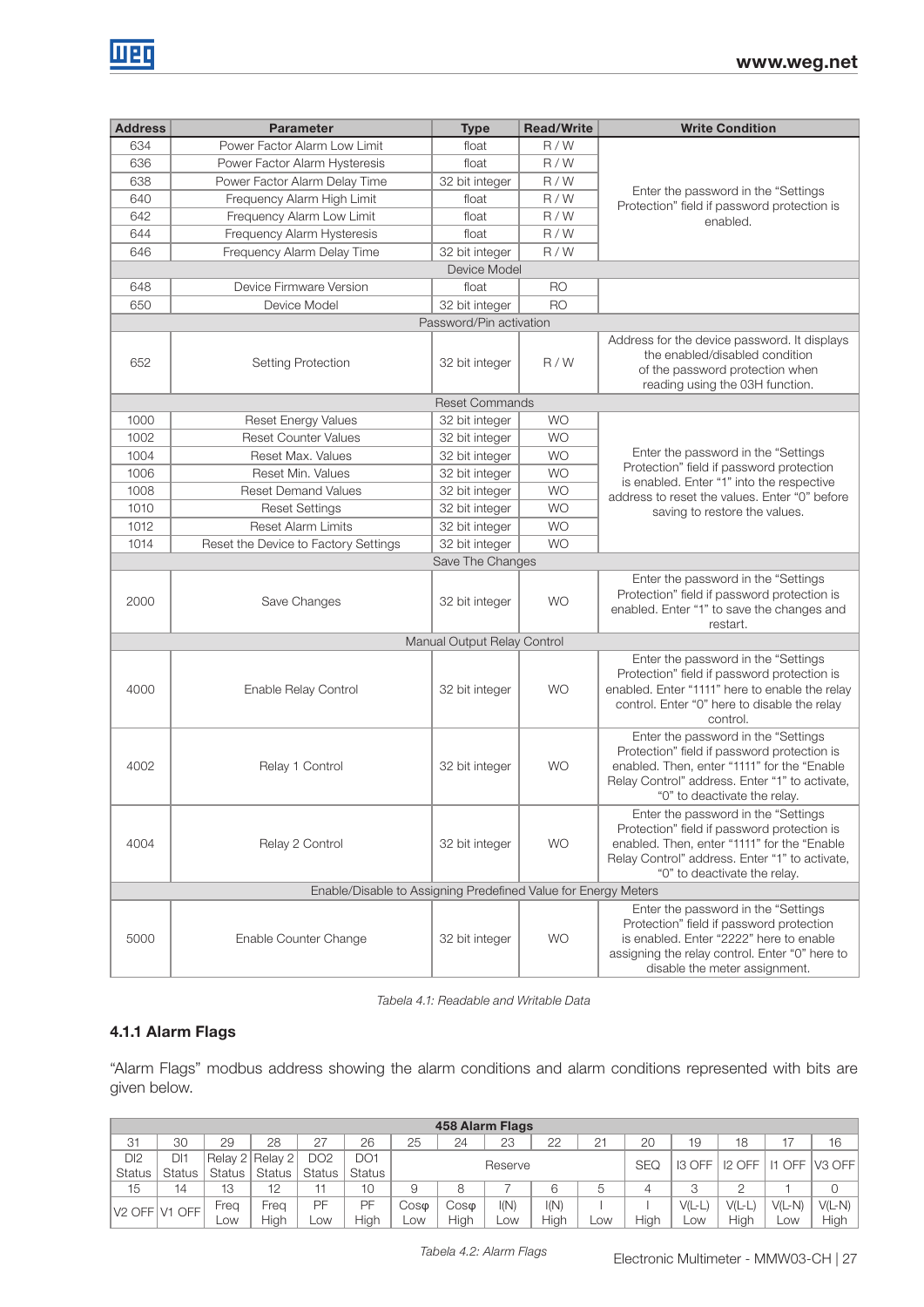| Address | Parameter | Type | Read/Write | Write Condition |
|---|---|---|---|---|
| 634 | Power Factor Alarm Low Limit | float | R / W | Enter the password in the "Settings Protection" field if password protection is enabled. |
| 636 | Power Factor Alarm Hysteresis | float | R / W | |
| 638 | Power Factor Alarm Delay Time | 32 bit integer | R / W | |
| 640 | Frequency Alarm High Limit | float | R / W | |
| 642 | Frequency Alarm Low Limit | float | R / W | |
| 644 | Frequency Alarm Hysteresis | float | R / W | |
| 646 | Frequency Alarm Delay Time | 32 bit integer | R / W | |
| Device Model | | | | |
| 648 | Device Firmware Version | float | RO | |
| 650 | Device Model | 32 bit integer | RO | |
| Password/Pin activation | | | | |
| 652 | Setting Protection | 32 bit integer | R / W | Address for the device password. It displays the enabled/disabled condition of the password protection when reading using the 03H function. |
| Reset Commands | | | | |
| 1000 | Reset Energy Values | 32 bit integer | WO | Enter the password in the "Settings Protection" field if password protection is enabled. Enter "1" into the respective address to reset the values. Enter "0" before saving to restore the values. |
| 1002 | Reset Counter Values | 32 bit integer | WO | |
| 1004 | Reset Max. Values | 32 bit integer | WO | |
| 1006 | Reset Min. Values | 32 bit integer | WO | |
| 1008 | Reset Demand Values | 32 bit integer | WO | |
| 1010 | Reset Settings | 32 bit integer | WO | |
| 1012 | Reset Alarm Limits | 32 bit integer | WO | |
| 1014 | Reset the Device to Factory Settings | 32 bit integer | WO | |
| Save The Changes | | | | |
| 2000 | Save Changes | 32 bit integer | WO | Enter the password in the "Settings Protection" field if password protection is enabled. Enter "1" to save the changes and restart. |
| Manual Output Relay Control | | | | |
| 4000 | Enable Relay Control | 32 bit integer | WO | Enter the password in the "Settings Protection" field if password protection is enabled. Enter "1111" here to enable the relay control. Enter "0" here to disable the relay control. |
| 4002 | Relay 1 Control | 32 bit integer | WO | Enter the password in the "Settings Protection" field if password protection is enabled. Then, enter "1111" for the "Enable Relay Control" address. Enter "1" to activate, "0" to deactivate the relay. |
| 4004 | Relay 2 Control | 32 bit integer | WO | Enter the password in the "Settings Protection" field if password protection is enabled. Then, enter "1111" for the "Enable Relay Control" address. Enter "1" to activate, "0" to deactivate the relay. |
| Enable/Disable to Assigning Predefined Value for Energy Meters | | | | |
| 5000 | Enable Counter Change | 32 bit integer | WO | Enter the password in the "Settings Protection" field if password protection is enabled. Enter "2222" here to enable assigning the relay control. Enter "0" here to disable the meter assignment. |

*Tabela 4.1: Readable and Writable Data*

### 4.1.1 Alarm Flags

"Alarm Flags" modbus address showing the alarm conditions and alarm conditions represented with bits are given below.

| 458 Alarm Flags | | | | | | | | | | | | | | | |
|---|---|---|---|---|---|---|---|---|---|---|---|---|---|---|---|
| 31 | 30 | 29 | 28 | 27 | 26 | 25 | 24 | 23 | 22 | 21 | 20 | 19 | 18 | 17 | 16 |
| DI2 Status | DI1 Status | Relay 2 Status | Relay 2 Status | DO2 Status | DO1 Status | Reserve | | | | | SEQ | I3 OFF | I2 OFF | I1 OFF | V3 OFF |
| 15 | 14 | 13 | 12 | 11 | 10 | 9 | 8 | 7 | 6 | 5 | 4 | 3 | 2 | 1 | 0 |
| V2 OFF | V1 OFF | Freq Low | Freq High | PF Low | PF High | Cosφ Low | Cosφ High | I(N) Low | I(N) High | I Low | I High | V(L-L) Low | V(L-L) High | V(L-N) Low | V(L-N) High |

*Tabela 4.2: Alarm Flags*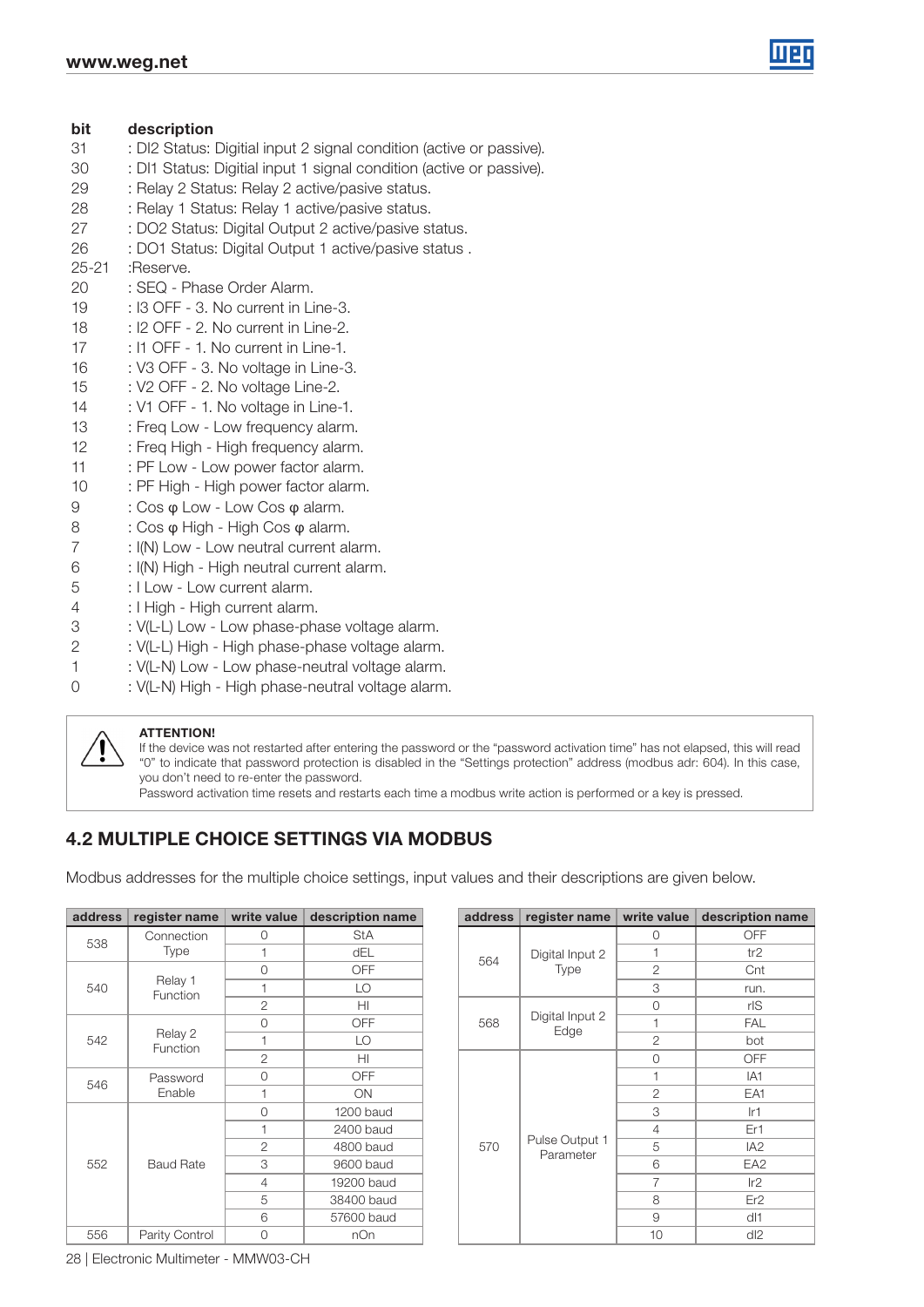| bit | description |
|---|---|
| 31 | : DI2 Status: Digitial input 2 signal condition (active or passive). |
| 30 | : DI1 Status: Digitial input 1 signal condition (active or passive). |
| 29 | : Relay 2 Status: Relay 2 active/pasive status. |
| 28 | : Relay 1 Status: Relay 1 active/pasive status. |
| 27 | : DO2 Status: Digital Output 2 active/pasive status. |
| 26 | : DO1 Status: Digital Output 1 active/pasive status . |
| 25-21 | :Reserve. |
| 20 | : SEQ - Phase Order Alarm. |
| 19 | : I3 OFF - 3. No current in Line-3. |
| 18 | : I2 OFF - 2. No current in Line-2. |
| 17 | : I1 OFF - 1. No current in Line-1. |
| 16 | : V3 OFF - 3. No voltage in Line-3. |
| 15 | : V2 OFF - 2. No voltage Line-2. |
| 14 | : V1 OFF - 1. No voltage in Line-1. |
| 13 | : Freq Low - Low frequency alarm. |
| 12 | : Freq High - High frequency alarm. |
| 11 | : PF Low - Low power factor alarm. |
| 10 | : PF High - High power factor alarm. |
| 9 | : Cos φ Low - Low Cos φ alarm. |
| 8 | : Cos φ High - High Cos φ alarm. |
| 7 | : I(N) Low - Low neutral current alarm. |
| 6 | : I(N) High - High neutral current alarm. |
| 5 | : I Low - Low current alarm. |
| 4 | : I High - High current alarm. |
| 3 | : V(L-L) Low - Low phase-phase voltage alarm. |
| 2 | : V(L-L) High - High phase-phase voltage alarm. |
| 1 | : V(L-N) Low - Low phase-neutral voltage alarm. |
| 0 | : V(L-N) High - High phase-neutral voltage alarm. |

**ATTENTION!**
If the device was not restarted after entering the password or the "password activation time" has not elapsed, this will read "0" to indicate that password protection is disabled in the "Settings protection" address (modbus adr: 604). In this case, you don't need to re-enter the password.
Password activation time resets and restarts each time a modbus write action is performed or a key is pressed.

## 4.2 MULTIPLE CHOICE SETTINGS VIA MODBUS

Modbus addresses for the multiple choice settings, input values and their descriptions are given below.

| address | register name | write value | description name |
|---|---|---|---|
| 538 | Connection Type | 0 | StA |
| | | 1 | dEL |
| 540 | Relay 1 Function | 0 | OFF |
| | | 1 | LO |
| | | 2 | HI |
| 542 | Relay 2 Function | 0 | OFF |
| | | 1 | LO |
| | | 2 | HI |
| 546 | Password Enable | 0 | OFF |
| | | 1 | ON |
| 552 | Baud Rate | 0 | 1200 baud |
| | | 1 | 2400 baud |
| | | 2 | 4800 baud |
| | | 3 | 9600 baud |
| | | 4 | 19200 baud |
| | | 5 | 38400 baud |
| | | 6 | 57600 baud |
| 556 | Parity Control | 0 | nOn |

| address | register name | write value | description name |
|---|---|---|---|
| 564 | Digital Input 2 Type | 0 | OFF |
| | | 1 | tr2 |
| | | 2 | Cnt |
| | | 3 | run. |
| 568 | Digital Input 2 Edge | 0 | rIS |
| | | 1 | FAL |
| | | 2 | bot |
| 570 | Pulse Output 1 Parameter | 0 | OFF |
| | | 1 | IA1 |
| | | 2 | EA1 |
| | | 3 | Ir1 |
| | | 4 | Er1 |
| | | 5 | IA2 |
| | | 6 | EA2 |
| | | 7 | Ir2 |
| | | 8 | Er2 |
| | | 9 | dI1 |
| | | 10 | dI2 |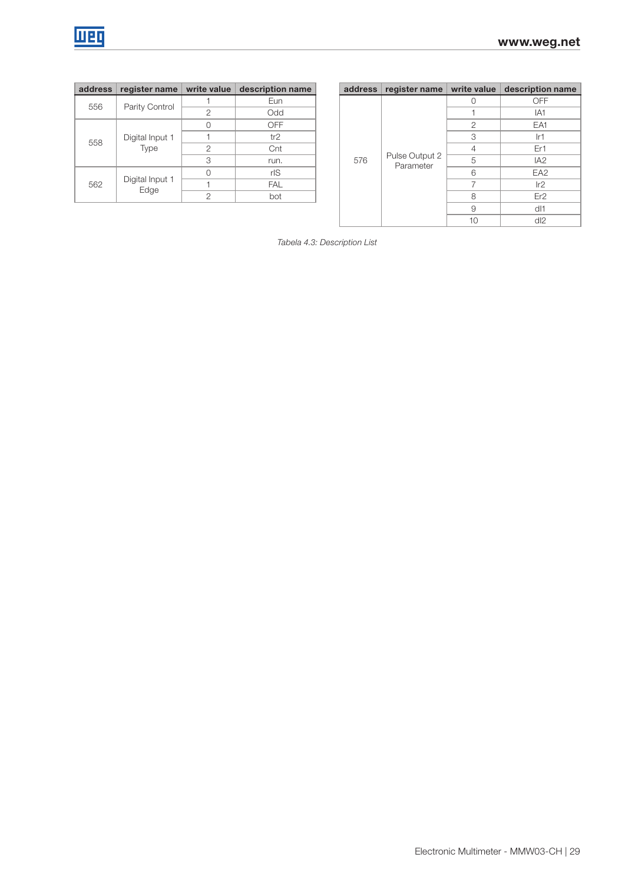| address | register name | write value | description name |
|---|---|---|---|
| 556 | Parity Control | 1 | Eun |
| | | 2 | Odd |
| 558 | Digital Input 1 Type | 0 | OFF |
| | | 1 | tr2 |
| | | 2 | Cnt |
| | | 3 | run. |
| 562 | Digital Input 1 Edge | 0 | rIS |
| | | 1 | FAL |
| | | 2 | bot |

| address | register name | write value | description name |
|---|---|---|---|
| 576 | Pulse Output 2 Parameter | 0 | OFF |
| | | 1 | IA1 |
| | | 2 | EA1 |
| | | 3 | Ir1 |
| | | 4 | Er1 |
| | | 5 | IA2 |
| | | 6 | EA2 |
| | | 7 | Ir2 |
| | | 8 | Er2 |
| | | 9 | dI1 |
| | | 10 | dI2 |

*Tabela 4.3: Description List*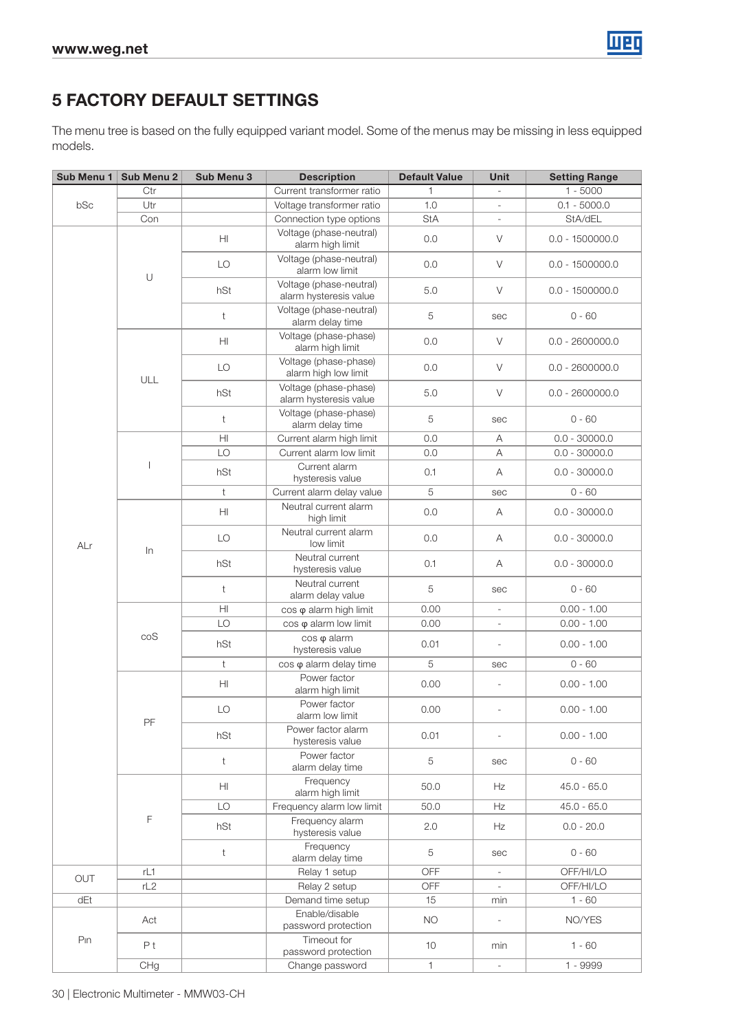# 5 FACTORY DEFAULT SETTINGS

The menu tree is based on the fully equipped variant model. Some of the menus may be missing in less equipped models.

| Sub Menu 1 | Sub Menu 2 | Sub Menu 3 | Description | Default Value | Unit | Setting Range |
|---|---|---|---|---|---|---|
| bSc | Ctr | | Current transformer ratio | 1 | - | 1 - 5000 |
| | Utr | | Voltage transformer ratio | 1.0 | - | 0.1 - 5000.0 |
| | Con | | Connection type options | StA | - | StA/dEL |
| ALr | U | HI | Voltage (phase-neutral) alarm high limit | 0.0 | V | 0.0 - 1500000.0 |
| | | LO | Voltage (phase-neutral) alarm low limit | 0.0 | V | 0.0 - 1500000.0 |
| | | hSt | Voltage (phase-neutral) alarm hysteresis value | 5.0 | V | 0.0 - 1500000.0 |
| | | t | Voltage (phase-neutral) alarm delay time | 5 | sec | 0 - 60 |
| | ULL | HI | Voltage (phase-phase) alarm high limit | 0.0 | V | 0.0 - 2600000.0 |
| | | LO | Voltage (phase-phase) alarm high low limit | 0.0 | V | 0.0 - 2600000.0 |
| | | hSt | Voltage (phase-phase) alarm hysteresis value | 5.0 | V | 0.0 - 2600000.0 |
| | | t | Voltage (phase-phase) alarm delay time | 5 | sec | 0 - 60 |
| | I | HI | Current alarm high limit | 0.0 | A | 0.0 - 30000.0 |
| | | LO | Current alarm low limit | 0.0 | A | 0.0 - 30000.0 |
| | | hSt | Current alarm hysteresis value | 0.1 | A | 0.0 - 30000.0 |
| | | t | Current alarm delay value | 5 | sec | 0 - 60 |
| | In | HI | Neutral current alarm high limit | 0.0 | A | 0.0 - 30000.0 |
| | | LO | Neutral current alarm low limit | 0.0 | A | 0.0 - 30000.0 |
| | | hSt | Neutral current hysteresis value | 0.1 | A | 0.0 - 30000.0 |
| | | t | Neutral current alarm delay value | 5 | sec | 0 - 60 |
| | coS | HI | cos φ alarm high limit | 0.00 | - | 0.00 - 1.00 |
| | | LO | cos φ alarm low limit | 0.00 | - | 0.00 - 1.00 |
| | | hSt | cos φ alarm hysteresis value | 0.01 | - | 0.00 - 1.00 |
| | | t | cos φ alarm delay time | 5 | sec | 0 - 60 |
| | PF | HI | Power factor alarm high limit | 0.00 | - | 0.00 - 1.00 |
| | | LO | Power factor alarm low limit | 0.00 | - | 0.00 - 1.00 |
| | | hSt | Power factor alarm hysteresis value | 0.01 | - | 0.00 - 1.00 |
| | | t | Power factor alarm delay time | 5 | sec | 0 - 60 |
| | F | HI | Frequency alarm high limit | 50.0 | Hz | 45.0 - 65.0 |
| | | LO | Frequency alarm low limit | 50.0 | Hz | 45.0 - 65.0 |
| | | hSt | Frequency alarm hysteresis value | 2.0 | Hz | 0.0 - 20.0 |
| | | t | Frequency alarm delay time | 5 | sec | 0 - 60 |
| OUT | rL1 | | Relay 1 setup | OFF | - | OFF/HI/LO |
| | rL2 | | Relay 2 setup | OFF | - | OFF/HI/LO |
| dEt | | | Demand time setup | 15 | min | 1 - 60 |
| Pin | Act | | Enable/disable password protection | NO | - | NO/YES |
| | P t | | Timeout for password protection | 10 | min | 1 - 60 |
| | CHg | | Change password | 1 | - | 1 - 9999 |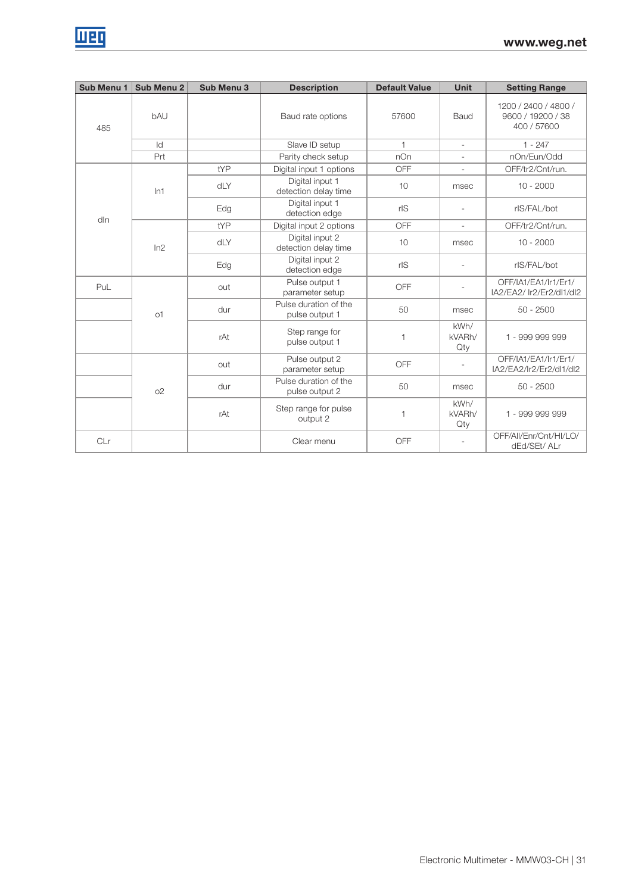| Sub Menu 1 | Sub Menu 2 | Sub Menu 3 | Description | Default Value | Unit | Setting Range |
|---|---|---|---|---|---|---|
| 485 | bAU | | Baud rate options | 57600 | Baud | 1200 / 2400 / 4800 / 9600 / 19200 / 38 400 / 57600 |
| | Id | | Slave ID setup | 1 | - | 1 - 247 |
| | Prt | | Parity check setup | nOn | - | nOn/Eun/Odd |
| dIn | In1 | tYP | Digital input 1 options | OFF | - | OFF/tr2/Cnt/run. |
| | | dLY | Digital input 1 detection delay time | 10 | msec | 10 - 2000 |
| | | Edg | Digital input 1 detection edge | rIS | - | rIS/FAL/bot |
| | In2 | tYP | Digital input 2 options | OFF | - | OFF/tr2/Cnt/run. |
| | | dLY | Digital input 2 detection delay time | 10 | msec | 10 - 2000 |
| | | Edg | Digital input 2 detection edge | rIS | - | rIS/FAL/bot |
| PuL | o1 | out | Pulse output 1 parameter setup | OFF | - | OFF/IA1/EA1/Ir1/Er1/ IA2/EA2/ Ir2/Er2/dI1/dI2 |
| | | dur | Pulse duration of the pulse output 1 | 50 | msec | 50 - 2500 |
| | | rAt | Step range for pulse output 1 | 1 | kWh/ kVARh/ Qty | 1 - 999 999 999 |
| | o2 | out | Pulse output 2 parameter setup | OFF | - | OFF/IA1/EA1/Ir1/Er1/ IA2/EA2/Ir2/Er2/dI1/dI2 |
| | | dur | Pulse duration of the pulse output 2 | 50 | msec | 50 - 2500 |
| | | rAt | Step range for pulse output 2 | 1 | kWh/ kVARh/ Qty | 1 - 999 999 999 |
| CLr | | | Clear menu | OFF | - | OFF/All/Enr/Cnt/HI/LO/ dEd/SEt/ ALr |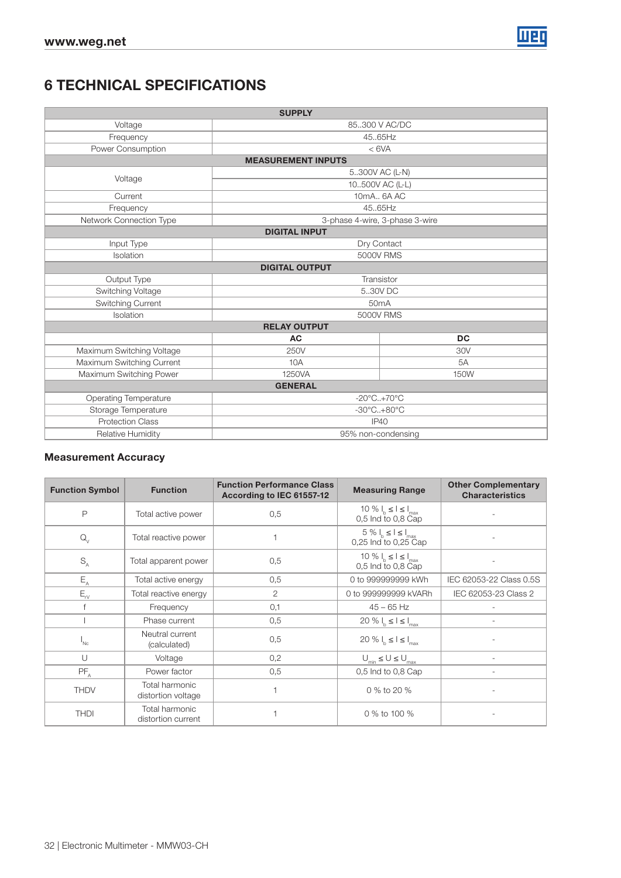# 6 TECHNICAL SPECIFICATIONS

| SUPPLY | | |
|---|---|---|
| Voltage | 85..300 V AC/DC | |
| Frequency | 45..65Hz | |
| Power Consumption | < 6VA | |
| **MEASUREMENT INPUTS** | | |
| Voltage | 5..300V AC (L-N) | |
| | 10..500V AC (L-L) | |
| Current | 10mA.. 6A AC | |
| Frequency | 45..65Hz | |
| Network Connection Type | 3-phase 4-wire, 3-phase 3-wire | |
| **DIGITAL INPUT** | | |
| Input Type | Dry Contact | |
| Isolation | 5000V RMS | |
| **DIGITAL OUTPUT** | | |
| Output Type | Transistor | |
| Switching Voltage | 5..30V DC | |
| Switching Current | 50mA | |
| Isolation | 5000V RMS | |
| **RELAY OUTPUT** | | |
| | **AC** | **DC** |
| Maximum Switching Voltage | 250V | 30V |
| Maximum Switching Current | 10A | 5A |
| Maximum Switching Power | 1250VA | 150W |
| **GENERAL** | | |
| Operating Temperature | -20°C..+70°C | |
| Storage Temperature | -30°C..+80°C | |
| Protection Class | IP40 | |
| Relative Humidity | 95% non-condensing | |

### Measurement Accuracy

| Function Symbol | Function | Function Performance Class According to IEC 61557-12 | Measuring Range | Other Complementary Characteristics |
|---|---|---|---|---|
| P | Total active power | 0,5 | 10 % $I_b \leq I \leq I_{max}$ 0,5 Ind to 0,8 Cap | - |
| $Q_V$ | Total reactive power | 1 | 5 % $I_b \leq I \leq I_{max}$ 0,25 Ind to 0,25 Cap | - |
| $S_A$ | Total apparent power | 0,5 | 10 % $I_b \leq I \leq I_{max}$ 0,5 Ind to 0,8 Cap | - |
| $E_A$ | Total active energy | 0,5 | 0 to 999999999 kWh | IEC 62053-22 Class 0.5S |
| $E_{rV}$ | Total reactive energy | 2 | 0 to 999999999 kVARh | IEC 62053-23 Class 2 |
| f | Frequency | 0,1 | 45 – 65 Hz | - |
| I | Phase current | 0,5 | 20 % $I_b \leq I \leq I_{max}$ | - |
| $I_{Nc}$ | Neutral current (calculated) | 0,5 | 20 % $I_b \leq I \leq I_{max}$ | - |
| U | Voltage | 0,2 | $U_{min} \leq U \leq U_{max}$ | - |
| $PF_A$ | Power factor | 0,5 | 0,5 Ind to 0,8 Cap | - |
| THDV | Total harmonic distortion voltage | 1 | 0 % to 20 % | - |
| THDI | Total harmonic distortion current | 1 | 0 % to 100 % | - |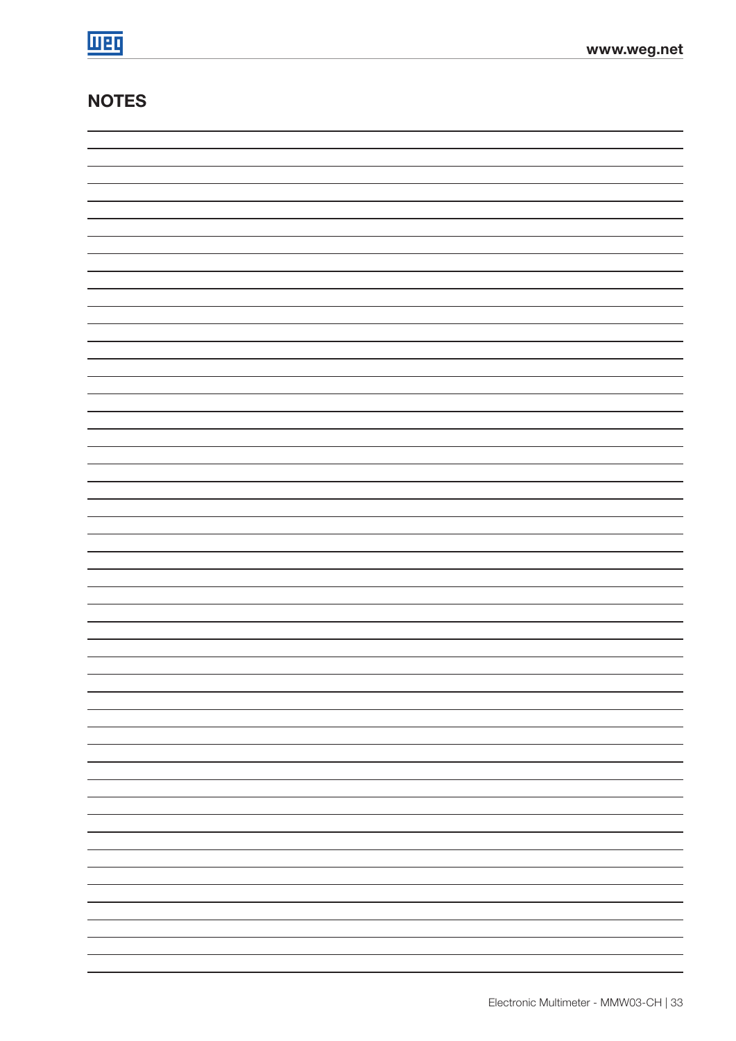## NOTES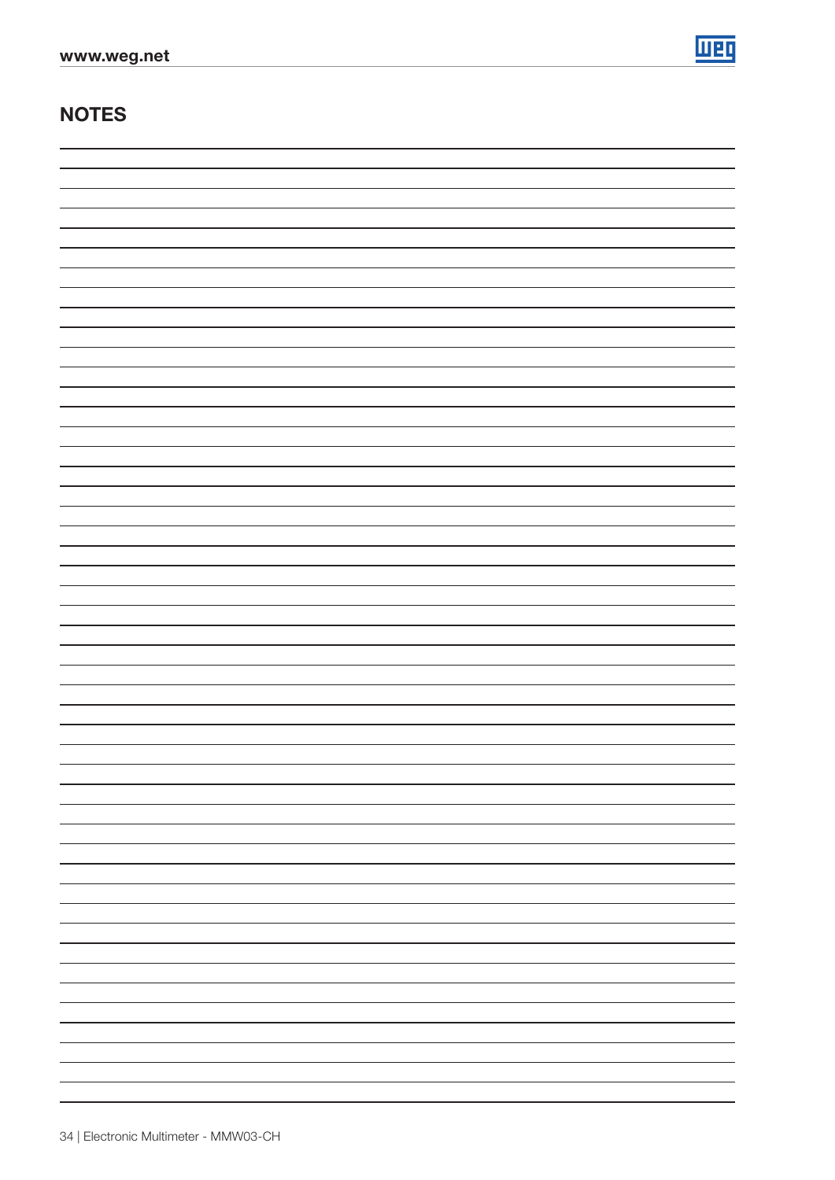## NOTES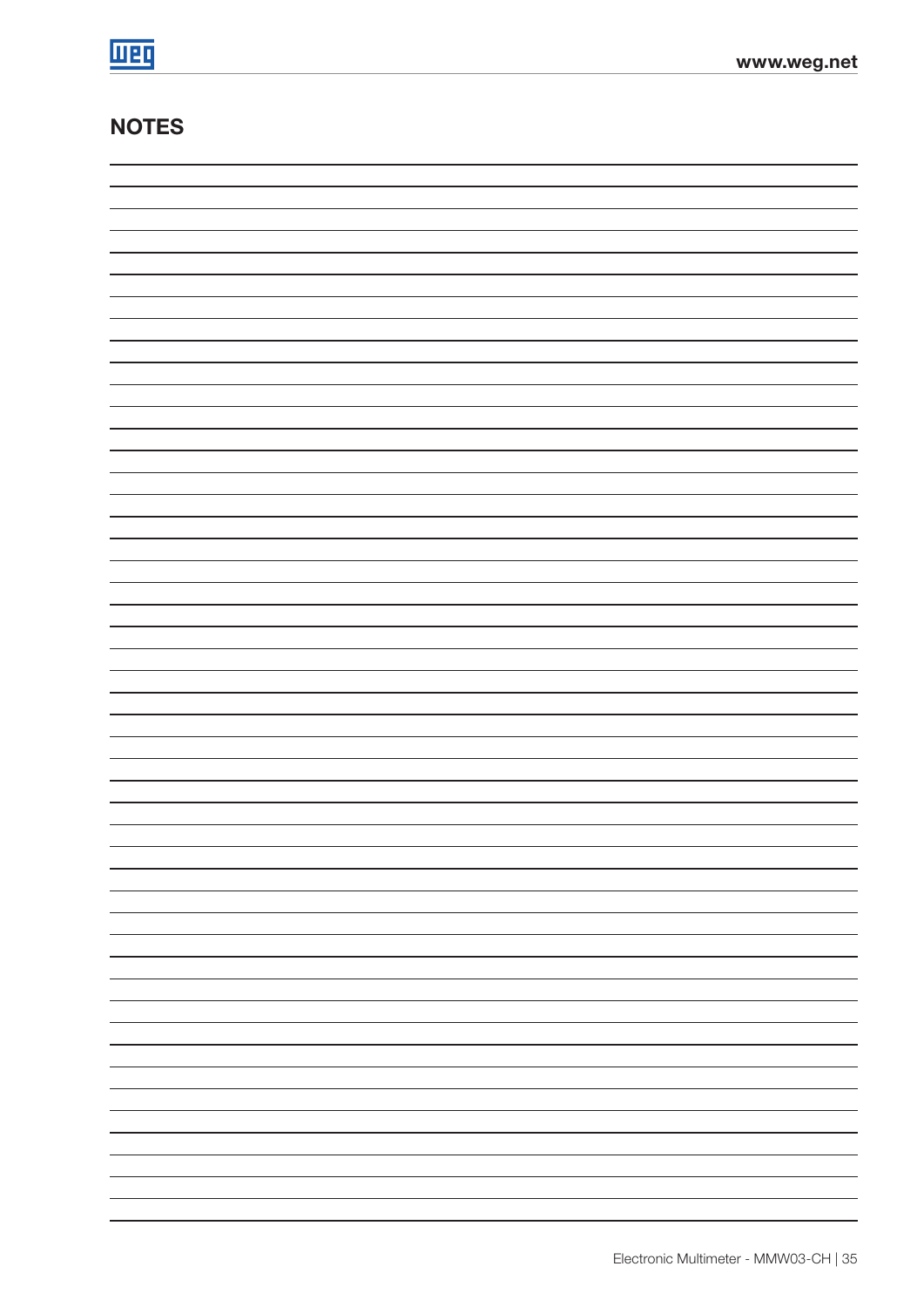## NOTES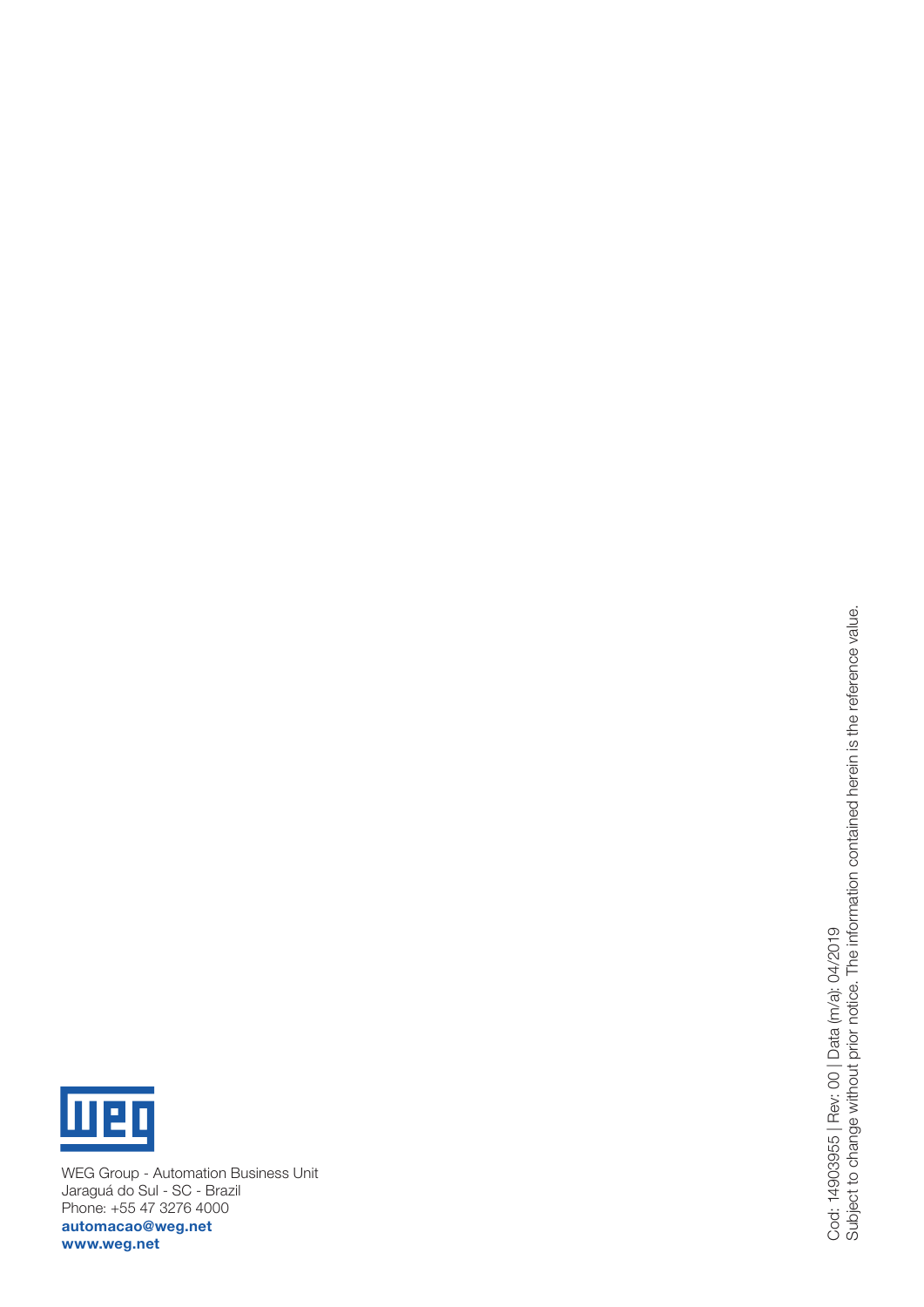WEG Group - Automation Business Unit
Jaraguá do Sul - SC - Brazil
Phone: +55 47 3276 4000
**automacao@weg.net**
**www.weg.net**

Cod: 14903955 | Rev: 00 | Data (m/a): 04/2019
Subject to change without prior notice. The information contained herein is the reference value.